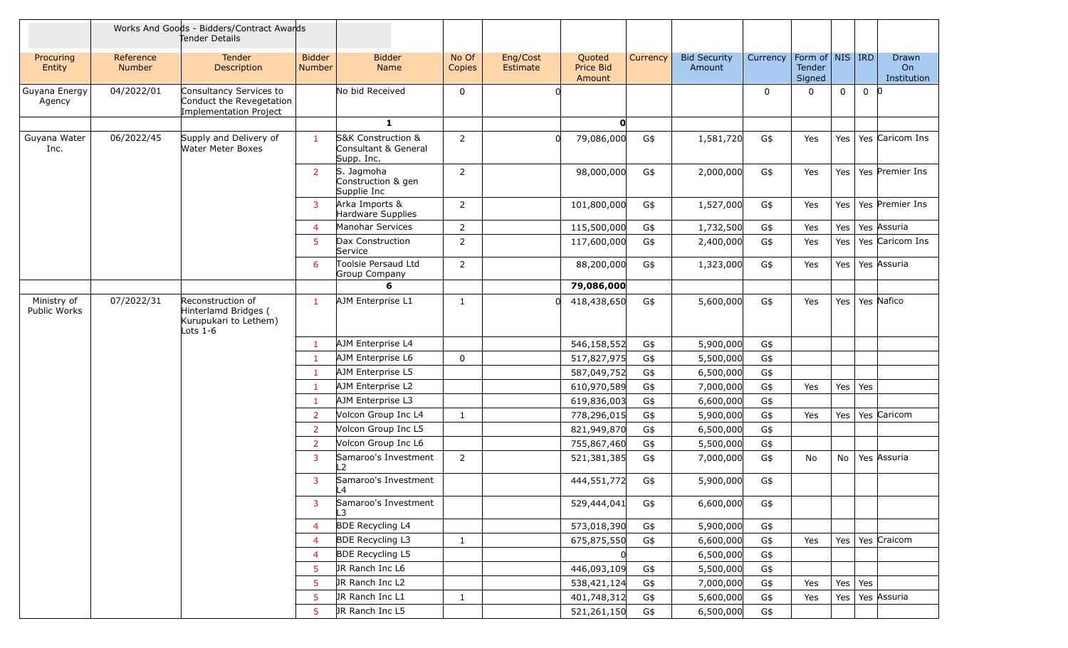| | | Works And Goods - Bidders/Contract Awards Tender Details | | | | | | | | | | | | |
|---|---|---|---|---|---|---|---|---|---|---|---|---|---|---|
| Procuring Entity | Reference Number | Tender Description | Bidder Number | Bidder Name | No Of Copies | Eng/Cost Estimate | Quoted Price Bid Amount | Currency | Bid Security Amount | Currency | Form of Tender Signed | NIS | IRD | Drawn On Institution |
| Guyana Energy Agency | 04/2022/01 | Consultancy Services to Conduct the Revegetation Implementation Project | | No bid Received | 0 | 0 | | | | 0 | 0 | 0 | 0 | 0 |
| | | | | 1 | | | 0 | | | | | | | |
| Guyana Water Inc. | 06/2022/45 | Supply and Delivery of Water Meter Boxes | 1 | S&K Construction & Consultant & General Supp. Inc. | 2 | 0 | 79,086,000 | G$ | 1,581,720 | G$ | Yes | Yes | Yes | Caricom Ins |
| | | | 2 | S. Jagmoha Construction & gen Supplie Inc | 2 | | 98,000,000 | G$ | 2,000,000 | G$ | Yes | Yes | Yes | Premier Ins |
| | | | 3 | Arka Imports & Hardware Supplies | 2 | | 101,800,000 | G$ | 1,527,000 | G$ | Yes | Yes | Yes | Premier Ins |
| | | | 4 | Manohar Services | 2 | | 115,500,000 | G$ | 1,732,500 | G$ | Yes | Yes | Yes | Assuria |
| | | | 5 | Dax Construction Service | 2 | | 117,600,000 | G$ | 2,400,000 | G$ | Yes | Yes | Yes | Caricom Ins |
| | | | 6 | Toolsie Persaud Ltd Group Company | 2 | | 88,200,000 | G$ | 1,323,000 | G$ | Yes | Yes | Yes | Assuria |
| | | | | 6 | | | 79,086,000 | | | | | | | |
| Ministry of Public Works | 07/2022/31 | Reconstruction of Hinterlamd Bridges ( Kurupukari to Lethem) Lots 1-6 | 1 | AJM Enterprise L1 | 1 | 0 | 418,438,650 | G$ | 5,600,000 | G$ | Yes | Yes | Yes | Nafico |
| | | | 1 | AJM Enterprise L4 | | | 546,158,552 | G$ | 5,900,000 | G$ | | | | |
| | | | 1 | AJM Enterprise L6 | 0 | | 517,827,975 | G$ | 5,500,000 | G$ | | | | |
| | | | 1 | AJM Enterprise L5 | | | 587,049,752 | G$ | 6,500,000 | G$ | | | | |
| | | | 1 | AJM Enterprise L2 | | | 610,970,589 | G$ | 7,000,000 | G$ | Yes | Yes | Yes | |
| | | | 1 | AJM Enterprise L3 | | | 619,836,003 | G$ | 6,600,000 | G$ | | | | |
| | | | 2 | Volcon Group Inc L4 | 1 | | 778,296,015 | G$ | 5,900,000 | G$ | Yes | Yes | Yes | Caricom |
| | | | 2 | Volcon Group Inc L5 | | | 821,949,870 | G$ | 6,500,000 | G$ | | | | |
| | | | 2 | Volcon Group Inc L6 | | | 755,867,460 | G$ | 5,500,000 | G$ | | | | |
| | | | 3 | Samaroo's Investment L2 | 2 | | 521,381,385 | G$ | 7,000,000 | G$ | No | No | Yes | Assuria |
| | | | 3 | Samaroo's Investment L4 | | | 444,551,772 | G$ | 5,900,000 | G$ | | | | |
| | | | 3 | Samaroo's Investment L3 | | | 529,444,041 | G$ | 6,600,000 | G$ | | | | |
| | | | 4 | BDE Recycling L4 | | | 573,018,390 | G$ | 5,900,000 | G$ | | | | |
| | | | 4 | BDE Recycling L3 | 1 | | 675,875,550 | G$ | 6,600,000 | G$ | Yes | Yes | Yes | Craicom |
| | | | 4 | BDE Recycling L5 | | | 0 | | 6,500,000 | G$ | | | | |
| | | | 5 | JR Ranch Inc L6 | | | 446,093,109 | G$ | 5,500,000 | G$ | | | | |
| | | | 5 | JR Ranch Inc L2 | | | 538,421,124 | G$ | 7,000,000 | G$ | Yes | Yes | Yes | |
| | | | 5 | JR Ranch Inc L1 | 1 | | 401,748,312 | G$ | 5,600,000 | G$ | Yes | Yes | Yes | Assuria |
| | | | 5 | JR Ranch Inc L5 | | | 521,261,150 | G$ | 6,500,000 | G$ | | | | |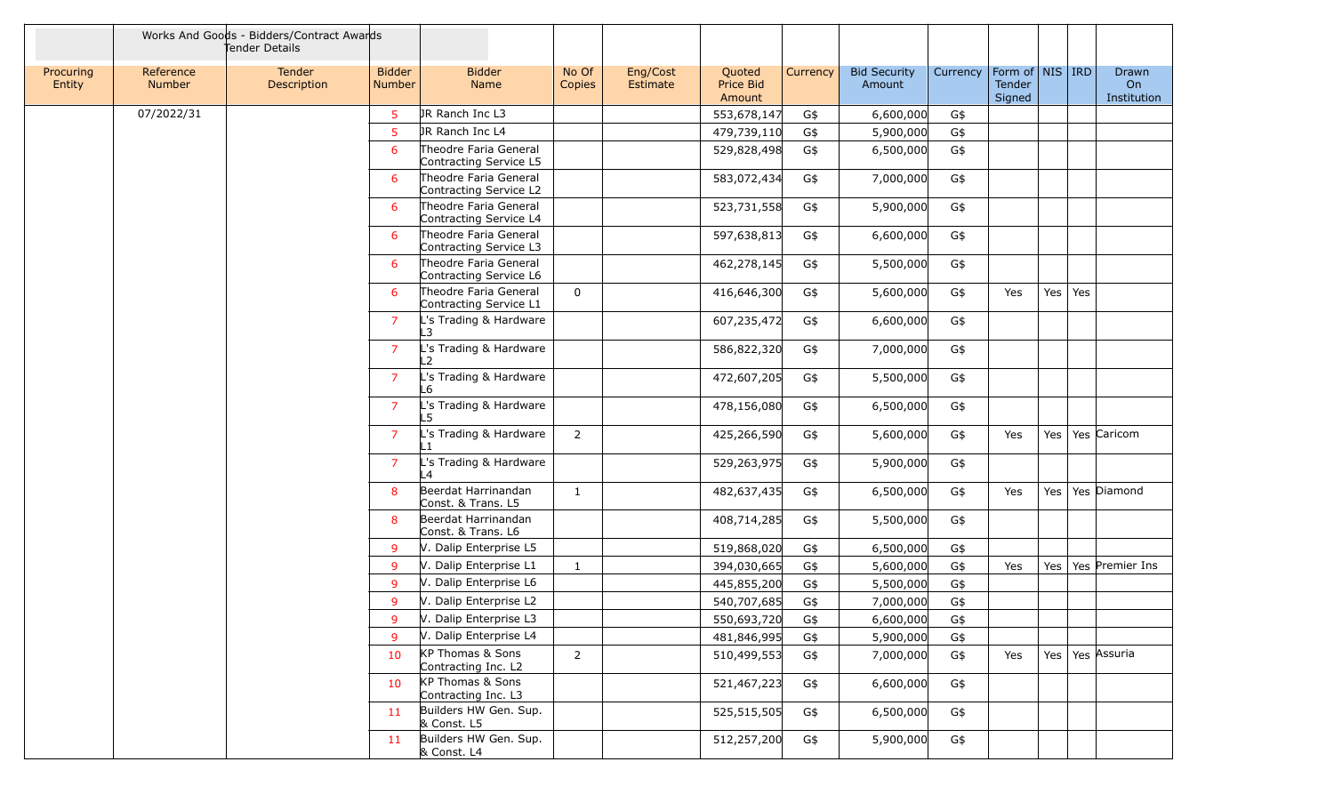| | Works And Goods - Bidders/Contract Awards Tender Details | | | | | | | | | | | | | |
|---|---|---|---|---|---|---|---|---|---|---|---|---|---|---|
| Procuring Entity | Reference Number | Tender Description | Bidder Number | Bidder Name | No Of Copies | Eng/Cost Estimate | Quoted Price Bid Amount | Currency | Bid Security Amount | Currency | Form of Tender Signed | NIS | IRD | Drawn On Institution |
| | 07/2022/31 | | 5 | JR Ranch Inc L3 | | | 553,678,147 | G$ | 6,600,000 | G$ | | | | |
| | | | 5 | JR Ranch Inc L4 | | | 479,739,110 | G$ | 5,900,000 | G$ | | | | |
| | | | 6 | Theodre Faria General Contracting Service L5 | | | 529,828,498 | G$ | 6,500,000 | G$ | | | | |
| | | | 6 | Theodre Faria General Contracting Service L2 | | | 583,072,434 | G$ | 7,000,000 | G$ | | | | |
| | | | 6 | Theodre Faria General Contracting Service L4 | | | 523,731,558 | G$ | 5,900,000 | G$ | | | | |
| | | | 6 | Theodre Faria General Contracting Service L3 | | | 597,638,813 | G$ | 6,600,000 | G$ | | | | |
| | | | 6 | Theodre Faria General Contracting Service L6 | | | 462,278,145 | G$ | 5,500,000 | G$ | | | | |
| | | | 6 | Theodre Faria General Contracting Service L1 | 0 | | 416,646,300 | G$ | 5,600,000 | G$ | Yes | Yes | Yes | |
| | | | 7 | L's Trading & Hardware L3 | | | 607,235,472 | G$ | 6,600,000 | G$ | | | | |
| | | | 7 | L's Trading & Hardware L2 | | | 586,822,320 | G$ | 7,000,000 | G$ | | | | |
| | | | 7 | L's Trading & Hardware L6 | | | 472,607,205 | G$ | 5,500,000 | G$ | | | | |
| | | | 7 | L's Trading & Hardware L5 | | | 478,156,080 | G$ | 6,500,000 | G$ | | | | |
| | | | 7 | L's Trading & Hardware L1 | 2 | | 425,266,590 | G$ | 5,600,000 | G$ | Yes | Yes | Yes | Caricom |
| | | | 7 | L's Trading & Hardware L4 | | | 529,263,975 | G$ | 5,900,000 | G$ | | | | |
| | | | 8 | Beerdat Harrinandan Const. & Trans. L5 | 1 | | 482,637,435 | G$ | 6,500,000 | G$ | Yes | Yes | Yes | Diamond |
| | | | 8 | Beerdat Harrinandan Const. & Trans. L6 | | | 408,714,285 | G$ | 5,500,000 | G$ | | | | |
| | | | 9 | V. Dalip Enterprise L5 | | | 519,868,020 | G$ | 6,500,000 | G$ | | | | |
| | | | 9 | V. Dalip Enterprise L1 | 1 | | 394,030,665 | G$ | 5,600,000 | G$ | Yes | Yes | Yes | Premier Ins |
| | | | 9 | V. Dalip Enterprise L6 | | | 445,855,200 | G$ | 5,500,000 | G$ | | | | |
| | | | 9 | V. Dalip Enterprise L2 | | | 540,707,685 | G$ | 7,000,000 | G$ | | | | |
| | | | 9 | V. Dalip Enterprise L3 | | | 550,693,720 | G$ | 6,600,000 | G$ | | | | |
| | | | 9 | V. Dalip Enterprise L4 | | | 481,846,995 | G$ | 5,900,000 | G$ | | | | |
| | | | 10 | KP Thomas & Sons Contracting Inc. L2 | 2 | | 510,499,553 | G$ | 7,000,000 | G$ | Yes | Yes | Yes | Assuria |
| | | | 10 | KP Thomas & Sons Contracting Inc. L3 | | | 521,467,223 | G$ | 6,600,000 | G$ | | | | |
| | | | 11 | Builders HW Gen. Sup. & Const. L5 | | | 525,515,505 | G$ | 6,500,000 | G$ | | | | |
| | | | 11 | Builders HW Gen. Sup. & Const. L4 | | | 512,257,200 | G$ | 5,900,000 | G$ | | | | |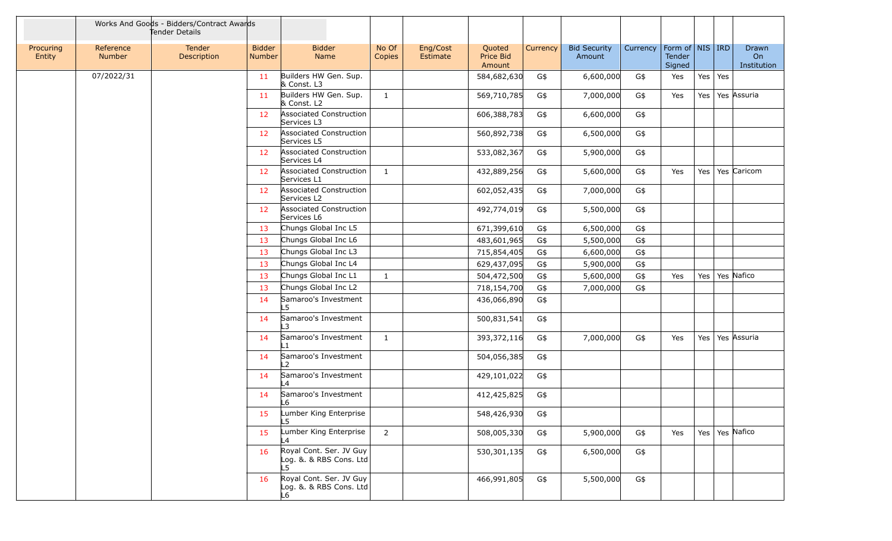| | Works And Goods - Bidders/Contract Awards Tender Details | | | | | | | | | | | | | |
|---|---|---|---|---|---|---|---|---|---|---|---|---|---|---|
| Procuring Entity | Reference Number | Tender Description | Bidder Number | Bidder Name | No Of Copies | Eng/Cost Estimate | Quoted Price Bid Amount | Currency | Bid Security Amount | Currency | Form of Tender Signed | NIS | IRD | Drawn On Institution |
| | 07/2022/31 | | 11 | Builders HW Gen. Sup. & Const. L3 | | | 584,682,630 | G$ | 6,600,000 | G$ | Yes | Yes | Yes | |
| | | | 11 | Builders HW Gen. Sup. & Const. L2 | 1 | | 569,710,785 | G$ | 7,000,000 | G$ | Yes | Yes | Yes | Assuria |
| | | | 12 | Associated Construction Services L3 | | | 606,388,783 | G$ | 6,600,000 | G$ | | | | |
| | | | 12 | Associated Construction Services L5 | | | 560,892,738 | G$ | 6,500,000 | G$ | | | | |
| | | | 12 | Associated Construction Services L4 | | | 533,082,367 | G$ | 5,900,000 | G$ | | | | |
| | | | 12 | Associated Construction Services L1 | 1 | | 432,889,256 | G$ | 5,600,000 | G$ | Yes | Yes | Yes | Caricom |
| | | | 12 | Associated Construction Services L2 | | | 602,052,435 | G$ | 7,000,000 | G$ | | | | |
| | | | 12 | Associated Construction Services L6 | | | 492,774,019 | G$ | 5,500,000 | G$ | | | | |
| | | | 13 | Chungs Global Inc L5 | | | 671,399,610 | G$ | 6,500,000 | G$ | | | | |
| | | | 13 | Chungs Global Inc L6 | | | 483,601,965 | G$ | 5,500,000 | G$ | | | | |
| | | | 13 | Chungs Global Inc L3 | | | 715,854,405 | G$ | 6,600,000 | G$ | | | | |
| | | | 13 | Chungs Global Inc L4 | | | 629,437,095 | G$ | 5,900,000 | G$ | | | | |
| | | | 13 | Chungs Global Inc L1 | 1 | | 504,472,500 | G$ | 5,600,000 | G$ | Yes | Yes | Yes | Nafico |
| | | | 13 | Chungs Global Inc L2 | | | 718,154,700 | G$ | 7,000,000 | G$ | | | | |
| | | | 14 | Samaroo's Investment L5 | | | 436,066,890 | G$ | | | | | | |
| | | | 14 | Samaroo's Investment L3 | | | 500,831,541 | G$ | | | | | | |
| | | | 14 | Samaroo's Investment L1 | 1 | | 393,372,116 | G$ | 7,000,000 | G$ | Yes | Yes | Yes | Assuria |
| | | | 14 | Samaroo's Investment L2 | | | 504,056,385 | G$ | | | | | | |
| | | | 14 | Samaroo's Investment L4 | | | 429,101,022 | G$ | | | | | | |
| | | | 14 | Samaroo's Investment L6 | | | 412,425,825 | G$ | | | | | | |
| | | | 15 | Lumber King Enterprise L5 | | | 548,426,930 | G$ | | | | | | |
| | | | 15 | Lumber King Enterprise L4 | 2 | | 508,005,330 | G$ | 5,900,000 | G$ | Yes | Yes | Yes | Nafico |
| | | | 16 | Royal Cont. Ser. JV Guy Log. &. & RBS Cons. Ltd L5 | | | 530,301,135 | G$ | 6,500,000 | G$ | | | | |
| | | | 16 | Royal Cont. Ser. JV Guy Log. &. & RBS Cons. Ltd L6 | | | 466,991,805 | G$ | 5,500,000 | G$ | | | | |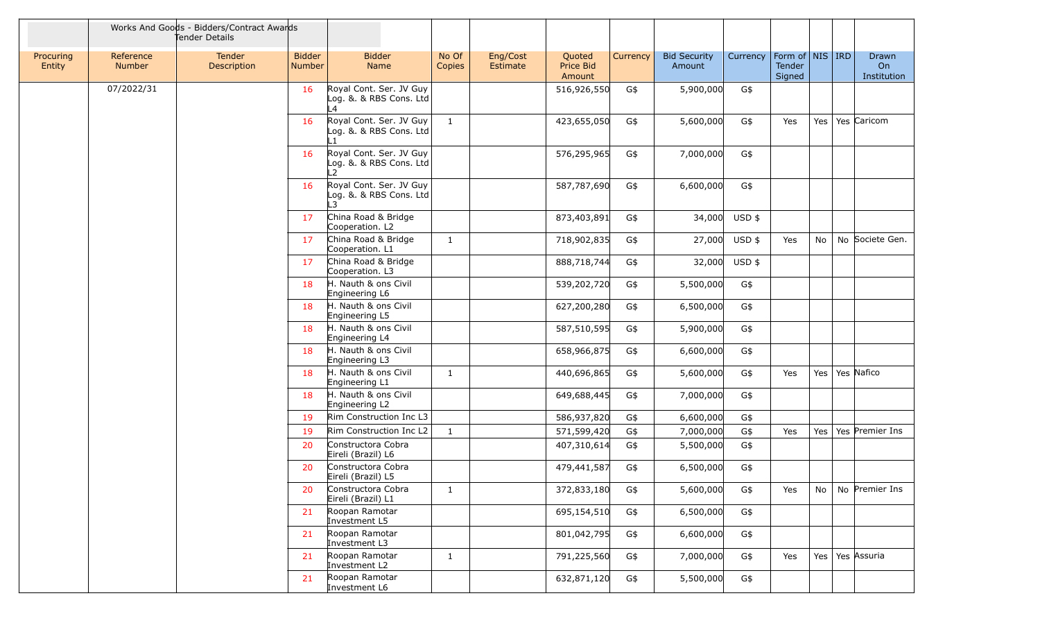| | Works And Goods - Bidders/Contract Awards Tender Details | | | | | | | | | | | | | |
|---|---|---|---|---|---|---|---|---|---|---|---|---|---|---|
| Procuring Entity | Reference Number | Tender Description | Bidder Number | Bidder Name | No Of Copies | Eng/Cost Estimate | Quoted Price Bid Amount | Currency | Bid Security Amount | Currency | Form of Tender Signed | NIS | IRD | Drawn On Institution |
| | 07/2022/31 | | 16 | Royal Cont. Ser. JV Guy Log. &. & RBS Cons. Ltd L4 | | | 516,926,550 | G$ | 5,900,000 | G$ | | | | |
| | | | 16 | Royal Cont. Ser. JV Guy Log. &. & RBS Cons. Ltd L1 | 1 | | 423,655,050 | G$ | 5,600,000 | G$ | Yes | Yes | Yes | Caricom |
| | | | 16 | Royal Cont. Ser. JV Guy Log. &. & RBS Cons. Ltd L2 | | | 576,295,965 | G$ | 7,000,000 | G$ | | | | |
| | | | 16 | Royal Cont. Ser. JV Guy Log. &. & RBS Cons. Ltd L3 | | | 587,787,690 | G$ | 6,600,000 | G$ | | | | |
| | | | 17 | China Road & Bridge Cooperation. L2 | | | 873,403,891 | G$ | 34,000 | USD $ | | | | |
| | | | 17 | China Road & Bridge Cooperation. L1 | 1 | | 718,902,835 | G$ | 27,000 | USD $ | Yes | No | No | Societe Gen. |
| | | | 17 | China Road & Bridge Cooperation. L3 | | | 888,718,744 | G$ | 32,000 | USD $ | | | | |
| | | | 18 | H. Nauth & ons Civil Engineering L6 | | | 539,202,720 | G$ | 5,500,000 | G$ | | | | |
| | | | 18 | H. Nauth & ons Civil Engineering L5 | | | 627,200,280 | G$ | 6,500,000 | G$ | | | | |
| | | | 18 | H. Nauth & ons Civil Engineering L4 | | | 587,510,595 | G$ | 5,900,000 | G$ | | | | |
| | | | 18 | H. Nauth & ons Civil Engineering L3 | | | 658,966,875 | G$ | 6,600,000 | G$ | | | | |
| | | | 18 | H. Nauth & ons Civil Engineering L1 | 1 | | 440,696,865 | G$ | 5,600,000 | G$ | Yes | Yes | Yes | Nafico |
| | | | 18 | H. Nauth & ons Civil Engineering L2 | | | 649,688,445 | G$ | 7,000,000 | G$ | | | | |
| | | | 19 | Rim Construction Inc L3 | | | 586,937,820 | G$ | 6,600,000 | G$ | | | | |
| | | | 19 | Rim Construction Inc L2 | 1 | | 571,599,420 | G$ | 7,000,000 | G$ | Yes | Yes | Yes | Premier Ins |
| | | | 20 | Constructora Cobra Eireli (Brazil) L6 | | | 407,310,614 | G$ | 5,500,000 | G$ | | | | |
| | | | 20 | Constructora Cobra Eireli (Brazil) L5 | | | 479,441,587 | G$ | 6,500,000 | G$ | | | | |
| | | | 20 | Constructora Cobra Eireli (Brazil) L1 | 1 | | 372,833,180 | G$ | 5,600,000 | G$ | Yes | No | No | Premier Ins |
| | | | 21 | Roopan Ramotar Investment L5 | | | 695,154,510 | G$ | 6,500,000 | G$ | | | | |
| | | | 21 | Roopan Ramotar Investment L3 | | | 801,042,795 | G$ | 6,600,000 | G$ | | | | |
| | | | 21 | Roopan Ramotar Investment L2 | 1 | | 791,225,560 | G$ | 7,000,000 | G$ | Yes | Yes | Yes | Assuria |
| | | | 21 | Roopan Ramotar Investment L6 | | | 632,871,120 | G$ | 5,500,000 | G$ | | | | |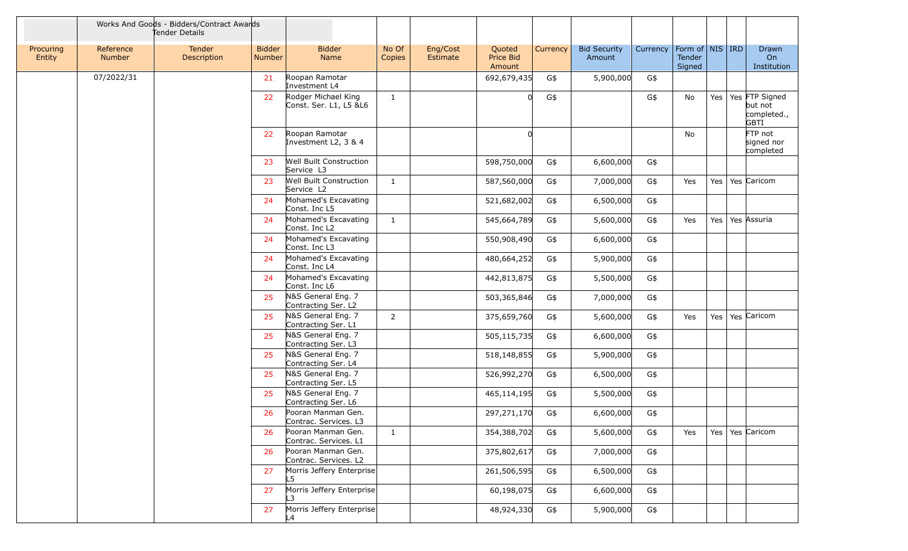| | Works And Goods - Bidders/Contract Awards Tender Details | | | | | | | | | | | | | |
|---|---|---|---|---|---|---|---|---|---|---|---|---|---|---|
| Procuring Entity | Reference Number | Tender Description | Bidder Number | Bidder Name | No Of Copies | Eng/Cost Estimate | Quoted Price Bid Amount | Currency | Bid Security Amount | Currency | Form of Tender Signed | NIS | IRD | Drawn On Institution |
| | 07/2022/31 | | 21 | Roopan Ramotar Investment L4 | | | 692,679,435 | G$ | 5,900,000 | G$ | | | | |
| | | | 22 | Rodger Michael King Const. Ser. L1, L5 &L6 | 1 | | 0 | G$ | | G$ | No | Yes | Yes | FTP Signed but not completed., GBTI |
| | | | 22 | Roopan Ramotar Investment L2, 3 & 4 | | | 0 | | | | No | | | FTP not signed nor completed |
| | | | 23 | Well Built Construction Service L3 | | | 598,750,000 | G$ | 6,600,000 | G$ | | | | |
| | | | 23 | Well Built Construction Service L2 | 1 | | 587,560,000 | G$ | 7,000,000 | G$ | Yes | Yes | Yes | Caricom |
| | | | 24 | Mohamed's Excavating Const. Inc L5 | | | 521,682,002 | G$ | 6,500,000 | G$ | | | | |
| | | | 24 | Mohamed's Excavating Const. Inc L2 | 1 | | 545,664,789 | G$ | 5,600,000 | G$ | Yes | Yes | Yes | Assuria |
| | | | 24 | Mohamed's Excavating Const. Inc L3 | | | 550,908,490 | G$ | 6,600,000 | G$ | | | | |
| | | | 24 | Mohamed's Excavating Const. Inc L4 | | | 480,664,252 | G$ | 5,900,000 | G$ | | | | |
| | | | 24 | Mohamed's Excavating Const. Inc L6 | | | 442,813,875 | G$ | 5,500,000 | G$ | | | | |
| | | | 25 | N&S General Eng. 7 Contracting Ser. L2 | | | 503,365,846 | G$ | 7,000,000 | G$ | | | | |
| | | | 25 | N&S General Eng. 7 Contracting Ser. L1 | 2 | | 375,659,760 | G$ | 5,600,000 | G$ | Yes | Yes | Yes | Caricom |
| | | | 25 | N&S General Eng. 7 Contracting Ser. L3 | | | 505,115,735 | G$ | 6,600,000 | G$ | | | | |
| | | | 25 | N&S General Eng. 7 Contracting Ser. L4 | | | 518,148,855 | G$ | 5,900,000 | G$ | | | | |
| | | | 25 | N&S General Eng. 7 Contracting Ser. L5 | | | 526,992,270 | G$ | 6,500,000 | G$ | | | | |
| | | | 25 | N&S General Eng. 7 Contracting Ser. L6 | | | 465,114,195 | G$ | 5,500,000 | G$ | | | | |
| | | | 26 | Pooran Manman Gen. Contrac. Services. L3 | | | 297,271,170 | G$ | 6,600,000 | G$ | | | | |
| | | | 26 | Pooran Manman Gen. Contrac. Services. L1 | 1 | | 354,388,702 | G$ | 5,600,000 | G$ | Yes | Yes | Yes | Caricom |
| | | | 26 | Pooran Manman Gen. Contrac. Services. L2 | | | 375,802,617 | G$ | 7,000,000 | G$ | | | | |
| | | | 27 | Morris Jeffery Enterprise L5 | | | 261,506,595 | G$ | 6,500,000 | G$ | | | | |
| | | | 27 | Morris Jeffery Enterprise L3 | | | 60,198,075 | G$ | 6,600,000 | G$ | | | | |
| | | | 27 | Morris Jeffery Enterprise L4 | | | 48,924,330 | G$ | 5,900,000 | G$ | | | | |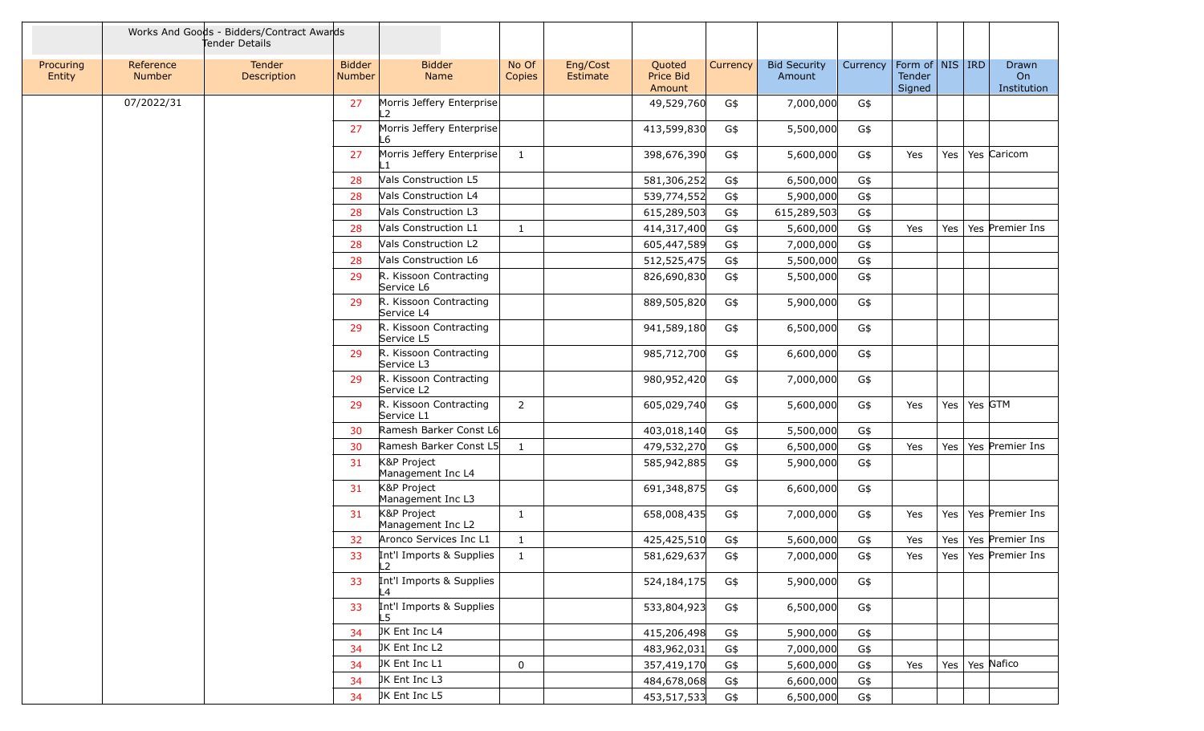| | Works And Goods - Bidders/Contract Awards Tender Details | | | | | | | | | | | | | |
|---|---|---|---|---|---|---|---|---|---|---|---|---|---|---|
| Procuring Entity | Reference Number | Tender Description | Bidder Number | Bidder Name | No Of Copies | Eng/Cost Estimate | Quoted Price Bid Amount | Currency | Bid Security Amount | Currency | Form of Tender Signed | NIS | IRD | Drawn On Institution |
| | 07/2022/31 | | 27 | Morris Jeffery Enterprise L2 | | | 49,529,760 | G$ | 7,000,000 | G$ | | | | |
| | | | 27 | Morris Jeffery Enterprise L6 | | | 413,599,830 | G$ | 5,500,000 | G$ | | | | |
| | | | 27 | Morris Jeffery Enterprise L1 | 1 | | 398,676,390 | G$ | 5,600,000 | G$ | Yes | Yes | Yes | Caricom |
| | | | 28 | Vals Construction L5 | | | 581,306,252 | G$ | 6,500,000 | G$ | | | | |
| | | | 28 | Vals Construction L4 | | | 539,774,552 | G$ | 5,900,000 | G$ | | | | |
| | | | 28 | Vals Construction L3 | | | 615,289,503 | G$ | 615,289,503 | G$ | | | | |
| | | | 28 | Vals Construction L1 | 1 | | 414,317,400 | G$ | 5,600,000 | G$ | Yes | Yes | Yes | Premier Ins |
| | | | 28 | Vals Construction L2 | | | 605,447,589 | G$ | 7,000,000 | G$ | | | | |
| | | | 28 | Vals Construction L6 | | | 512,525,475 | G$ | 5,500,000 | G$ | | | | |
| | | | 29 | R. Kissoon Contracting Service L6 | | | 826,690,830 | G$ | 5,500,000 | G$ | | | | |
| | | | 29 | R. Kissoon Contracting Service L4 | | | 889,505,820 | G$ | 5,900,000 | G$ | | | | |
| | | | 29 | R. Kissoon Contracting Service L5 | | | 941,589,180 | G$ | 6,500,000 | G$ | | | | |
| | | | 29 | R. Kissoon Contracting Service L3 | | | 985,712,700 | G$ | 6,600,000 | G$ | | | | |
| | | | 29 | R. Kissoon Contracting Service L2 | | | 980,952,420 | G$ | 7,000,000 | G$ | | | | |
| | | | 29 | R. Kissoon Contracting Service L1 | 2 | | 605,029,740 | G$ | 5,600,000 | G$ | Yes | Yes | Yes | GTM |
| | | | 30 | Ramesh Barker Const L6 | | | 403,018,140 | G$ | 5,500,000 | G$ | | | | |
| | | | 30 | Ramesh Barker Const L5 | 1 | | 479,532,270 | G$ | 6,500,000 | G$ | Yes | Yes | Yes | Premier Ins |
| | | | 31 | K&P Project Management Inc L4 | | | 585,942,885 | G$ | 5,900,000 | G$ | | | | |
| | | | 31 | K&P Project Management Inc L3 | | | 691,348,875 | G$ | 6,600,000 | G$ | | | | |
| | | | 31 | K&P Project Management Inc L2 | 1 | | 658,008,435 | G$ | 7,000,000 | G$ | Yes | Yes | Yes | Premier Ins |
| | | | 32 | Aronco Services Inc L1 | 1 | | 425,425,510 | G$ | 5,600,000 | G$ | Yes | Yes | Yes | Premier Ins |
| | | | 33 | Int'l Imports & Supplies L2 | 1 | | 581,629,637 | G$ | 7,000,000 | G$ | Yes | Yes | Yes | Premier Ins |
| | | | 33 | Int'l Imports & Supplies L4 | | | 524,184,175 | G$ | 5,900,000 | G$ | | | | |
| | | | 33 | Int'l Imports & Supplies L5 | | | 533,804,923 | G$ | 6,500,000 | G$ | | | | |
| | | | 34 | JK Ent Inc L4 | | | 415,206,498 | G$ | 5,900,000 | G$ | | | | |
| | | | 34 | JK Ent Inc L2 | | | 483,962,031 | G$ | 7,000,000 | G$ | | | | |
| | | | 34 | JK Ent Inc L1 | 0 | | 357,419,170 | G$ | 5,600,000 | G$ | Yes | Yes | Yes | Nafico |
| | | | 34 | JK Ent Inc L3 | | | 484,678,068 | G$ | 6,600,000 | G$ | | | | |
| | | | 34 | JK Ent Inc L5 | | | 453,517,533 | G$ | 6,500,000 | G$ | | | | |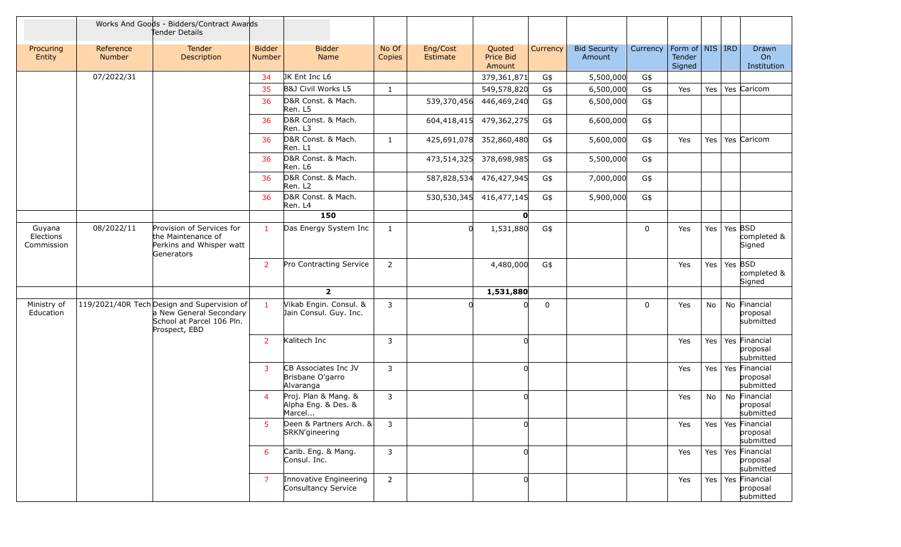| | | Works And Goods - Bidders/Contract Awards Tender Details | | | | | | | | | | | | |
|---|---|---|---|---|---|---|---|---|---|---|---|---|---|---|
| Procuring Entity | Reference Number | Tender Description | Bidder Number | Bidder Name | No Of Copies | Eng/Cost Estimate | Quoted Price Bid Amount | Currency | Bid Security Amount | Currency | Form of Tender Signed | NIS | IRD | Drawn On Institution |
| | 07/2022/31 | | 34 | JK Ent Inc L6 | | | 379,361,871 | G$ | 5,500,000 | G$ | | | | |
| | | | 35 | B&J Civil Works L5 | 1 | | 549,578,820 | G$ | 6,500,000 | G$ | Yes | Yes | Yes | Caricom |
| | | | 36 | D&R Const. & Mach. Ren. L5 | | 539,370,456 | 446,469,240 | G$ | 6,500,000 | G$ | | | | |
| | | | 36 | D&R Const. & Mach. Ren. L3 | | 604,418,415 | 479,362,275 | G$ | 6,600,000 | G$ | | | | |
| | | | 36 | D&R Const. & Mach. Ren. L1 | 1 | 425,691,078 | 352,860,480 | G$ | 5,600,000 | G$ | Yes | Yes | Yes | Caricom |
| | | | 36 | D&R Const. & Mach. Ren. L6 | | 473,514,325 | 378,698,985 | G$ | 5,500,000 | G$ | | | | |
| | | | 36 | D&R Const. & Mach. Ren. L2 | | 587,828,534 | 476,427,945 | G$ | 7,000,000 | G$ | | | | |
| | | | 36 | D&R Const. & Mach. Ren. L4 | | 530,530,345 | 416,477,145 | G$ | 5,900,000 | G$ | | | | |
| | | | | **150** | | | **0** | | | | | | | |
| Guyana Elections Commission | 08/2022/11 | Provision of Services for the Maintenance of Perkins and Whisper watt Generators | 1 | Das Energy System Inc | 1 | 0 | 1,531,880 | G$ | | 0 | Yes | Yes | Yes | BSD completed & Signed |
| | | | 2 | Pro Contracting Service | 2 | | 4,480,000 | G$ | | | Yes | Yes | Yes | BSD completed & Signed |
| | | | | **2** | | | **1,531,880** | | | | | | | |
| Ministry of Education | 119/2021/40R Tech | Design and Supervision of a New General Secondary School at Parcel 106 Pln. Prospect, EBD | 1 | Vikab Engin. Consul. & Jain Consul. Guy. Inc. | 3 | 0 | 0 | 0 | | 0 | Yes | No | No | Financial proposal submitted |
| | | | 2 | Kalitech Inc | 3 | | 0 | | | | Yes | Yes | Yes | Financial proposal submitted |
| | | | 3 | CB Associates Inc JV Brisbane O'garro Alvaranga | 3 | | 0 | | | | Yes | Yes | Yes | Financial proposal submitted |
| | | | 4 | Proj. Plan & Mang. & Alpha Eng. & Des. & Marcel... | 3 | | 0 | | | | Yes | No | No | Financial proposal submitted |
| | | | 5 | Deen & Partners Arch. & SRKN'gineering | 3 | | 0 | | | | Yes | Yes | Yes | Financial proposal submitted |
| | | | 6 | Carib. Eng. & Mang. Consul. Inc. | 3 | | 0 | | | | Yes | Yes | Yes | Financial proposal submitted |
| | | | 7 | Innovative Engineering Consultancy Service | 2 | | 0 | | | | Yes | Yes | Yes | Financial proposal submitted |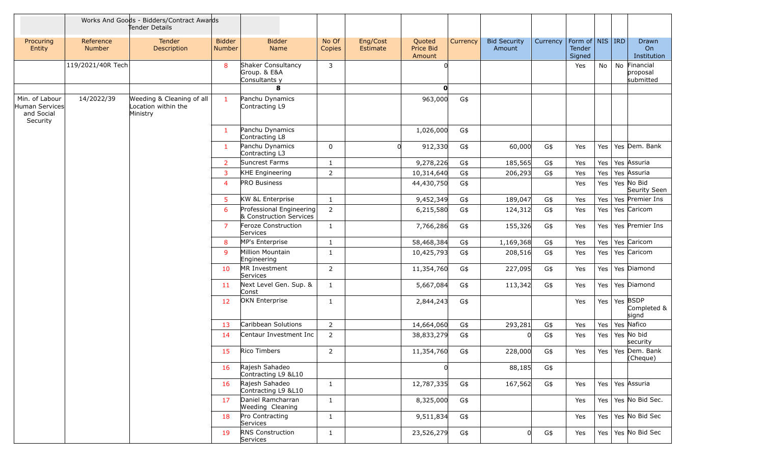| | Works And Goods - Bidders/Contract Awards Tender Details | | | | | | | | | | | | | |
|---|---|---|---|---|---|---|---|---|---|---|---|---|---|---|
| Procuring Entity | Reference Number | Tender Description | Bidder Number | Bidder Name | No Of Copies | Eng/Cost Estimate | Quoted Price Bid Amount | Currency | Bid Security Amount | Currency | Form of Tender Signed | NIS | IRD | Drawn On Institution |
| | 119/2021/40R Tech | | 8 | Shaker Consultancy Group. & E&A Consultants y | 3 | | 0 | | | | Yes | No | No | Financial proposal submitted |
| | | | 8 | | | | 0 | | | | | | | |
| Min. of Labour Human Services and Social Security | 14/2022/39 | Weeding & Cleaning of all Location within the Ministry | 1 | Panchu Dynamics Contracting L9 | | | 963,000 | G$ | | | | | | |
| | | | 1 | Panchu Dynamics Contracting L8 | | | 1,026,000 | G$ | | | | | | |
| | | | 1 | Panchu Dynamics Contracting L3 | 0 | 0 | 912,330 | G$ | 60,000 | G$ | Yes | Yes | Yes | Dem. Bank |
| | | | 2 | Suncrest Farms | 1 | | 9,278,226 | G$ | 185,565 | G$ | Yes | Yes | Yes | Assuria |
| | | | 3 | KHE Engineering | 2 | | 10,314,640 | G$ | 206,293 | G$ | Yes | Yes | Yes | Assuria |
| | | | 4 | PRO Business | | | 44,430,750 | G$ | | | Yes | Yes | Yes | No Bid Seurity Seen |
| | | | 5 | KW &L Enterprise | 1 | | 9,452,349 | G$ | 189,047 | G$ | Yes | Yes | Yes | Premier Ins |
| | | | 6 | Professional Engineering & Construction Services | 2 | | 6,215,580 | G$ | 124,312 | G$ | Yes | Yes | Yes | Caricom |
| | | | 7 | Feroze Construction Services | 1 | | 7,766,286 | G$ | 155,326 | G$ | Yes | Yes | Yes | Premier Ins |
| | | | 8 | MP's Enterprise | 1 | | 58,468,384 | G$ | 1,169,368 | G$ | Yes | Yes | Yes | Caricom |
| | | | 9 | Million Mountain Engineering | 1 | | 10,425,793 | G$ | 208,516 | G$ | Yes | Yes | Yes | Caricom |
| | | | 10 | MR Investment Services | 2 | | 11,354,760 | G$ | 227,095 | G$ | Yes | Yes | Yes | Diamond |
| | | | 11 | Next Level Gen. Sup. & Const | 1 | | 5,667,084 | G$ | 113,342 | G$ | Yes | Yes | Yes | Diamond |
| | | | 12 | OKN Enterprise | 1 | | 2,844,243 | G$ | | | Yes | Yes | Yes | BSDP Completed & signd |
| | | | 13 | Caribbean Solutions | 2 | | 14,664,060 | G$ | 293,281 | G$ | Yes | Yes | Yes | Nafico |
| | | | 14 | Centaur Investment Inc | 2 | | 38,833,279 | G$ | 0 | G$ | Yes | Yes | Yes | No bid security |
| | | | 15 | Rico Timbers | 2 | | 11,354,760 | G$ | 228,000 | G$ | Yes | Yes | Yes | Dem. Bank (Cheque) |
| | | | 16 | Rajesh Sahadeo Contracting L9 &L10 | | | 0 | | 88,185 | G$ | | | | |
| | | | 16 | Rajesh Sahadeo Contracting L9 &L10 | 1 | | 12,787,335 | G$ | 167,562 | G$ | Yes | Yes | Yes | Assuria |
| | | | 17 | Daniel Ramcharran Weeding Cleaning | 1 | | 8,325,000 | G$ | | | Yes | Yes | Yes | No Bid Sec. |
| | | | 18 | Pro Contracting Services | 1 | | 9,511,834 | G$ | | | Yes | Yes | Yes | No Bid Sec |
| | | | 19 | RNS Construction Services | 1 | | 23,526,279 | G$ | 0 | G$ | Yes | Yes | Yes | No Bid Sec |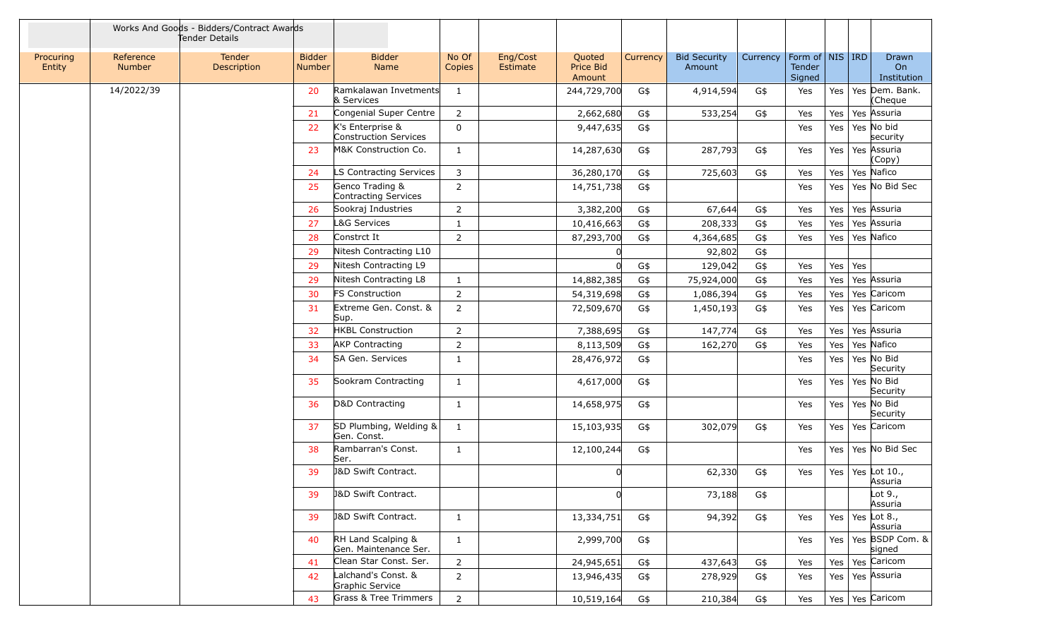| | Works And Goods - Bidders/Contract Awards Tender Details | | | | | | | | | | | | | | |
|---|---|---|---|---|---|---|---|---|---|---|---|---|---|---|---|
| Procuring Entity | Reference Number | Tender Description | Bidder Number | Bidder Name | No Of Copies | Eng/Cost Estimate | Quoted Price Bid Amount | Currency | Bid Security Amount | Currency | Form of Tender Signed | NIS | IRD | Drawn On Institution |
| | 14/2022/39 | | 20 | Ramkalawan Invetments & Services | 1 | | 244,729,700 | G$ | 4,914,594 | G$ | Yes | Yes | Yes | Dem. Bank. (Cheque |
| | | | 21 | Congenial Super Centre | 2 | | 2,662,680 | G$ | 533,254 | G$ | Yes | Yes | Yes | Assuria |
| | | | 22 | K's Enterprise & Construction Services | 0 | | 9,447,635 | G$ | | | Yes | Yes | Yes | No bid security |
| | | | 23 | M&K Construction Co. | 1 | | 14,287,630 | G$ | 287,793 | G$ | Yes | Yes | Yes | Assuria (Copy) |
| | | | 24 | LS Contracting Services | 3 | | 36,280,170 | G$ | 725,603 | G$ | Yes | Yes | Yes | Nafico |
| | | | 25 | Genco Trading & Contracting Services | 2 | | 14,751,738 | G$ | | | Yes | Yes | Yes | No Bid Sec |
| | | | 26 | Sookraj Industries | 2 | | 3,382,200 | G$ | 67,644 | G$ | Yes | Yes | Yes | Assuria |
| | | | 27 | L&G Services | 1 | | 10,416,663 | G$ | 208,333 | G$ | Yes | Yes | Yes | Assuria |
| | | | 28 | Constrct It | 2 | | 87,293,700 | G$ | 4,364,685 | G$ | Yes | Yes | Yes | Nafico |
| | | | 29 | Nitesh Contracting L10 | | | 0 | | 92,802 | G$ | | | | |
| | | | 29 | Nitesh Contracting L9 | | | 0 | G$ | 129,042 | G$ | Yes | Yes | Yes | |
| | | | 29 | Nitesh Contracting L8 | 1 | | 14,882,385 | G$ | 75,924,000 | G$ | Yes | Yes | Yes | Assuria |
| | | | 30 | FS Construction | 2 | | 54,319,698 | G$ | 1,086,394 | G$ | Yes | Yes | Yes | Caricom |
| | | | 31 | Extreme Gen. Const. & Sup. | 2 | | 72,509,670 | G$ | 1,450,193 | G$ | Yes | Yes | Yes | Caricom |
| | | | 32 | HKBL Construction | 2 | | 7,388,695 | G$ | 147,774 | G$ | Yes | Yes | Yes | Assuria |
| | | | 33 | AKP Contracting | 2 | | 8,113,509 | G$ | 162,270 | G$ | Yes | Yes | Yes | Nafico |
| | | | 34 | SA Gen. Services | 1 | | 28,476,972 | G$ | | | Yes | Yes | Yes | No Bid Security |
| | | | 35 | Sookram Contracting | 1 | | 4,617,000 | G$ | | | Yes | Yes | Yes | No Bid Security |
| | | | 36 | D&D Contracting | 1 | | 14,658,975 | G$ | | | Yes | Yes | Yes | No Bid Security |
| | | | 37 | SD Plumbing, Welding & Gen. Const. | 1 | | 15,103,935 | G$ | 302,079 | G$ | Yes | Yes | Yes | Caricom |
| | | | 38 | Rambarran's Const. Ser. | 1 | | 12,100,244 | G$ | | | Yes | Yes | Yes | No Bid Sec |
| | | | 39 | J&D Swift Contract. | | | 0 | | 62,330 | G$ | Yes | Yes | Yes | Lot 10., Assuria |
| | | | 39 | J&D Swift Contract. | | | 0 | | 73,188 | G$ | | | | Lot 9., Assuria |
| | | | 39 | J&D Swift Contract. | 1 | | 13,334,751 | G$ | 94,392 | G$ | Yes | Yes | Yes | Lot 8., Assuria |
| | | | 40 | RH Land Scalping & Gen. Maintenance Ser. | 1 | | 2,999,700 | G$ | | | Yes | Yes | Yes | BSDP Com. & signed |
| | | | 41 | Clean Star Const. Ser. | 2 | | 24,945,651 | G$ | 437,643 | G$ | Yes | Yes | Yes | Caricom |
| | | | 42 | Lalchand's Const. & Graphic Service | 2 | | 13,946,435 | G$ | 278,929 | G$ | Yes | Yes | Yes | Assuria |
| | | | 43 | Grass & Tree Trimmers | 2 | | 10,519,164 | G$ | 210,384 | G$ | Yes | Yes | Yes | Caricom |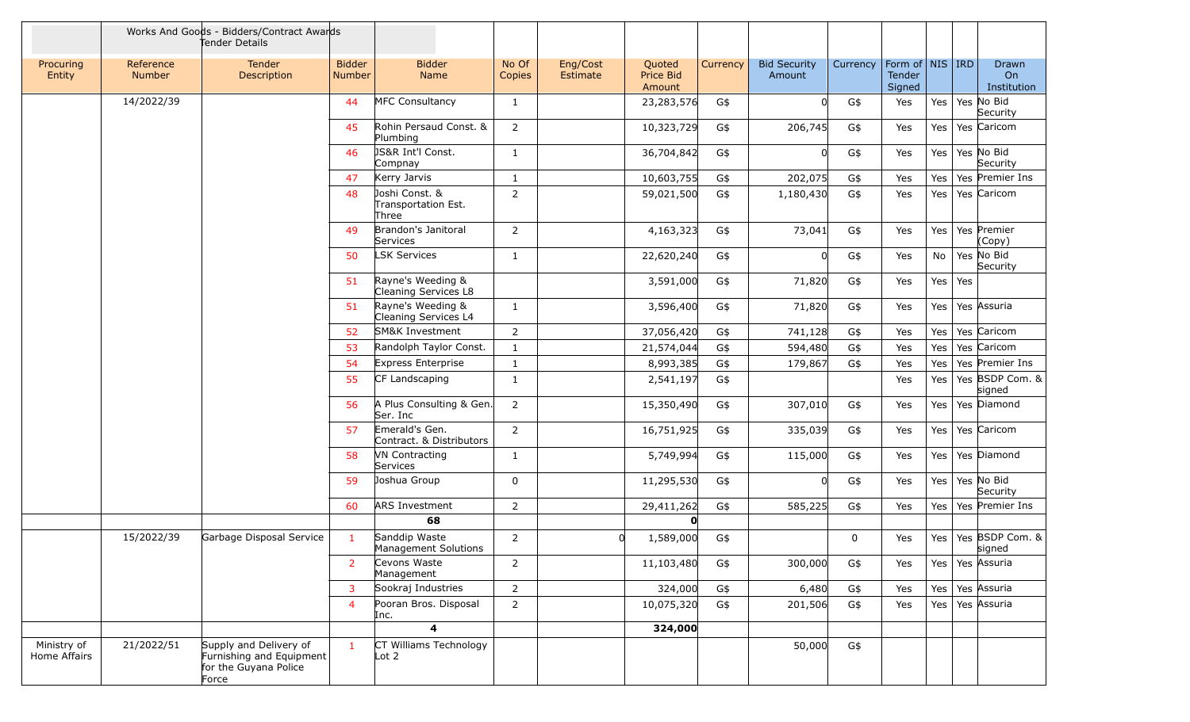| | | Works And Goods - Bidders/Contract Awards Tender Details | | | | | | | | | | | | |
|---|---|---|---|---|---|---|---|---|---|---|---|---|---|---|
| Procuring Entity | Reference Number | Tender Description | Bidder Number | Bidder Name | No Of Copies | Eng/Cost Estimate | Quoted Price Bid Amount | Currency | Bid Security Amount | Currency | Form of Tender Signed | NIS | IRD | Drawn On Institution |
| | 14/2022/39 | | 44 | MFC Consultancy | 1 | | 23,283,576 | G$ | 0 | G$ | Yes | Yes | Yes | No Bid Security |
| | | | 45 | Rohin Persaud Const. & Plumbing | 2 | | 10,323,729 | G$ | 206,745 | G$ | Yes | Yes | Yes | Caricom |
| | | | 46 | JS&R Int'l Const. Compnay | 1 | | 36,704,842 | G$ | 0 | G$ | Yes | Yes | Yes | No Bid Security |
| | | | 47 | Kerry Jarvis | 1 | | 10,603,755 | G$ | 202,075 | G$ | Yes | Yes | Yes | Premier Ins |
| | | | 48 | Joshi Const. & Transportation Est. Three | 2 | | 59,021,500 | G$ | 1,180,430 | G$ | Yes | Yes | Yes | Caricom |
| | | | 49 | Brandon's Janitoral Services | 2 | | 4,163,323 | G$ | 73,041 | G$ | Yes | Yes | Yes | Premier (Copy) |
| | | | 50 | LSK Services | 1 | | 22,620,240 | G$ | 0 | G$ | Yes | No | Yes | No Bid Security |
| | | | 51 | Rayne's Weeding & Cleaning Services L8 | | | 3,591,000 | G$ | 71,820 | G$ | Yes | Yes | Yes | |
| | | | 51 | Rayne's Weeding & Cleaning Services L4 | 1 | | 3,596,400 | G$ | 71,820 | G$ | Yes | Yes | Yes | Assuria |
| | | | 52 | SM&K Investment | 2 | | 37,056,420 | G$ | 741,128 | G$ | Yes | Yes | Yes | Caricom |
| | | | 53 | Randolph Taylor Const. | 1 | | 21,574,044 | G$ | 594,480 | G$ | Yes | Yes | Yes | Caricom |
| | | | 54 | Express Enterprise | 1 | | 8,993,385 | G$ | 179,867 | G$ | Yes | Yes | Yes | Premier Ins |
| | | | 55 | CF Landscaping | 1 | | 2,541,197 | G$ | | | Yes | Yes | Yes | BSDP Com. & signed |
| | | | 56 | A Plus Consulting & Gen. Ser. Inc | 2 | | 15,350,490 | G$ | 307,010 | G$ | Yes | Yes | Yes | Diamond |
| | | | 57 | Emerald's Gen. Contract. & Distributors | 2 | | 16,751,925 | G$ | 335,039 | G$ | Yes | Yes | Yes | Caricom |
| | | | 58 | VN Contracting Services | 1 | | 5,749,994 | G$ | 115,000 | G$ | Yes | Yes | Yes | Diamond |
| | | | 59 | Joshua Group | 0 | | 11,295,530 | G$ | 0 | G$ | Yes | Yes | Yes | No Bid Security |
| | | | 60 | ARS Investment | 2 | | 29,411,262 | G$ | 585,225 | G$ | Yes | Yes | Yes | Premier Ins |
| | | | | **68** | | | **0** | | | | | | | |
| | 15/2022/39 | Garbage Disposal Service | 1 | Sanddip Waste Management Solutions | 2 | 0 | 1,589,000 | G$ | | 0 | Yes | Yes | Yes | BSDP Com. & signed |
| | | | 2 | Cevons Waste Management | 2 | | 11,103,480 | G$ | 300,000 | G$ | Yes | Yes | Yes | Assuria |
| | | | 3 | Sookraj Industries | 2 | | 324,000 | G$ | 6,480 | G$ | Yes | Yes | Yes | Assuria |
| | | | 4 | Pooran Bros. Disposal Inc. | 2 | | 10,075,320 | G$ | 201,506 | G$ | Yes | Yes | Yes | Assuria |
| | | | | **4** | | | **324,000** | | | | | | | |
| Ministry of Home Affairs | 21/2022/51 | Supply and Delivery of Furnishing and Equipment for the Guyana Police Force | 1 | CT Williams Technology Lot 2 | | | | | 50,000 | G$ | | | | |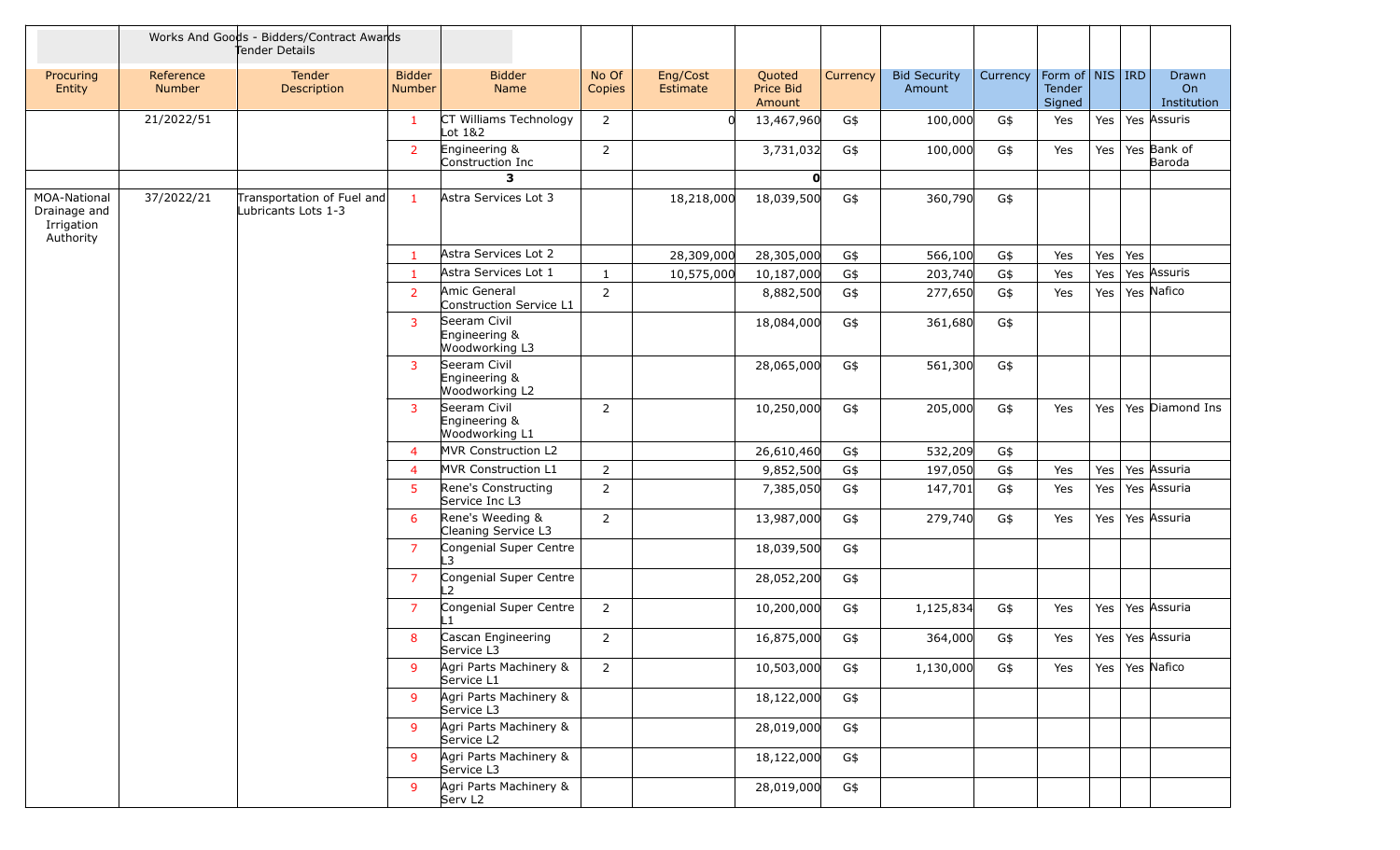| | | Works And Goods - Bidders/Contract Awards Tender Details | | | | | | | | | | | | |
|---|---|---|---|---|---|---|---|---|---|---|---|---|---|---|
| Procuring Entity | Reference Number | Tender Description | Bidder Number | Bidder Name | No Of Copies | Eng/Cost Estimate | Quoted Price Bid Amount | Currency | Bid Security Amount | Currency | Form of Tender Signed | NIS | IRD | Drawn On Institution |
| | 21/2022/51 | | 1 | CT Williams Technology Lot 1&2 | 2 | 0 | 13,467,960 | G$ | 100,000 | G$ | Yes | Yes | Yes | Assuris |
| | | | 2 | Engineering & Construction Inc | 2 | | 3,731,032 | G$ | 100,000 | G$ | Yes | Yes | Yes | Bank of Baroda |
| | | | | **3** | | | **0** | | | | | | | |
| MOA-National Drainage and Irrigation Authority | 37/2022/21 | Transportation of Fuel and Lubricants Lots 1-3 | 1 | Astra Services Lot 3 | | 18,218,000 | 18,039,500 | G$ | 360,790 | G$ | | | | |
| | | | 1 | Astra Services Lot 2 | | 28,309,000 | 28,305,000 | G$ | 566,100 | G$ | Yes | Yes | Yes | |
| | | | 1 | Astra Services Lot 1 | 1 | 10,575,000 | 10,187,000 | G$ | 203,740 | G$ | Yes | Yes | Yes | Assuris |
| | | | 2 | Amic General Construction Service L1 | 2 | | 8,882,500 | G$ | 277,650 | G$ | Yes | Yes | Yes | Nafico |
| | | | 3 | Seeram Civil Engineering & Woodworking L3 | | | 18,084,000 | G$ | 361,680 | G$ | | | | |
| | | | 3 | Seeram Civil Engineering & Woodworking L2 | | | 28,065,000 | G$ | 561,300 | G$ | | | | |
| | | | 3 | Seeram Civil Engineering & Woodworking L1 | 2 | | 10,250,000 | G$ | 205,000 | G$ | Yes | Yes | Yes | Diamond Ins |
| | | | 4 | MVR Construction L2 | | | 26,610,460 | G$ | 532,209 | G$ | | | | |
| | | | 4 | MVR Construction L1 | 2 | | 9,852,500 | G$ | 197,050 | G$ | Yes | Yes | Yes | Assuria |
| | | | 5 | Rene's Constructing Service Inc L3 | 2 | | 7,385,050 | G$ | 147,701 | G$ | Yes | Yes | Yes | Assuria |
| | | | 6 | Rene's Weeding & Cleaning Service L3 | 2 | | 13,987,000 | G$ | 279,740 | G$ | Yes | Yes | Yes | Assuria |
| | | | 7 | Congenial Super Centre L3 | | | 18,039,500 | G$ | | | | | | |
| | | | 7 | Congenial Super Centre L2 | | | 28,052,200 | G$ | | | | | | |
| | | | 7 | Congenial Super Centre L1 | 2 | | 10,200,000 | G$ | 1,125,834 | G$ | Yes | Yes | Yes | Assuria |
| | | | 8 | Cascan Engineering Service L3 | 2 | | 16,875,000 | G$ | 364,000 | G$ | Yes | Yes | Yes | Assuria |
| | | | 9 | Agri Parts Machinery & Service L1 | 2 | | 10,503,000 | G$ | 1,130,000 | G$ | Yes | Yes | Yes | Nafico |
| | | | 9 | Agri Parts Machinery & Service L3 | | | 18,122,000 | G$ | | | | | | |
| | | | 9 | Agri Parts Machinery & Service L2 | | | 28,019,000 | G$ | | | | | | |
| | | | 9 | Agri Parts Machinery & Service L3 | | | 18,122,000 | G$ | | | | | | |
| | | | 9 | Agri Parts Machinery & Serv L2 | | | 28,019,000 | G$ | | | | | | |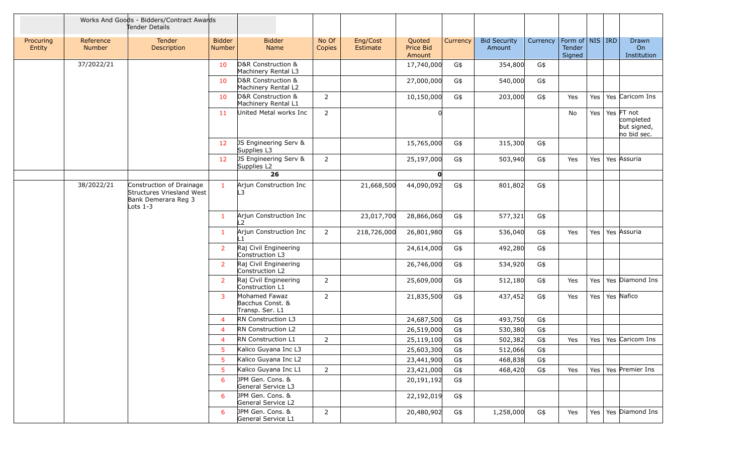| | Works And Goods - Bidders/Contract Awards Tender Details | | | | | | | | | | | | | |
|---|---|---|---|---|---|---|---|---|---|---|---|---|---|---|
| Procuring Entity | Reference Number | Tender Description | Bidder Number | Bidder Name | No Of Copies | Eng/Cost Estimate | Quoted Price Bid Amount | Currency | Bid Security Amount | Currency | Form of Tender Signed | NIS | IRD | Drawn On Institution |
| | 37/2022/21 | | 10 | D&R Construction & Machinery Rental L3 | | | 17,740,000 | G$ | 354,800 | G$ | | | | |
| | | | 10 | D&R Construction & Machinery Rental L2 | | | 27,000,000 | G$ | 540,000 | G$ | | | | |
| | | | 10 | D&R Construction & Machinery Rental L1 | 2 | | 10,150,000 | G$ | 203,000 | G$ | Yes | Yes | Yes | Caricom Ins |
| | | | 11 | United Metal works Inc | 2 | | 0 | | | | No | Yes | Yes | FT not completed but signed, no bid sec. |
| | | | 12 | JS Engineering Serv & Supplies L3 | | | 15,765,000 | G$ | 315,300 | G$ | | | | |
| | | | 12 | JS Engineering Serv & Supplies L2 | 2 | | 25,197,000 | G$ | 503,940 | G$ | Yes | Yes | Yes | Assuria |
| | | | | **26** | | | **0** | | | | | | | |
| | 38/2022/21 | Construction of Drainage Structures Vriesland West Bank Demerara Reg 3 Lots 1-3 | 1 | Arjun Construction Inc L3 | | 21,668,500 | 44,090,092 | G$ | 801,802 | G$ | | | | |
| | | | 1 | Arjun Construction Inc L2 | | 23,017,700 | 28,866,060 | G$ | 577,321 | G$ | | | | |
| | | | 1 | Arjun Construction Inc L1 | 2 | 218,726,000 | 26,801,980 | G$ | 536,040 | G$ | Yes | Yes | Yes | Assuria |
| | | | 2 | Raj Civil Engineering Construction L3 | | | 24,614,000 | G$ | 492,280 | G$ | | | | |
| | | | 2 | Raj Civil Engineering Construction L2 | | | 26,746,000 | G$ | 534,920 | G$ | | | | |
| | | | 2 | Raj Civil Engineering Construction L1 | 2 | | 25,609,000 | G$ | 512,180 | G$ | Yes | Yes | Yes | Diamond Ins |
| | | | 3 | Mohamed Fawaz Bacchus Const. & Transp. Ser. L1 | 2 | | 21,835,500 | G$ | 437,452 | G$ | Yes | Yes | Yes | Nafico |
| | | | 4 | RN Construction L3 | | | 24,687,500 | G$ | 493,750 | G$ | | | | |
| | | | 4 | RN Construction L2 | | | 26,519,000 | G$ | 530,380 | G$ | | | | |
| | | | 4 | RN Construction L1 | 2 | | 25,119,100 | G$ | 502,382 | G$ | Yes | Yes | Yes | Caricom Ins |
| | | | 5 | Kalico Guyana Inc L3 | | | 25,603,300 | G$ | 512,066 | G$ | | | | |
| | | | 5 | Kalico Guyana Inc L2 | | | 23,441,900 | G$ | 468,838 | G$ | | | | |
| | | | 5 | Kalico Guyana Inc L1 | 2 | | 23,421,000 | G$ | 468,420 | G$ | Yes | Yes | Yes | Premier Ins |
| | | | 6 | JPM Gen. Cons. & General Service L3 | | | 20,191,192 | G$ | | | | | | |
| | | | 6 | JPM Gen. Cons. & General Service L2 | | | 22,192,019 | G$ | | | | | | |
| | | | 6 | JPM Gen. Cons. & General Service L1 | 2 | | 20,480,902 | G$ | 1,258,000 | G$ | Yes | Yes | Yes | Diamond Ins |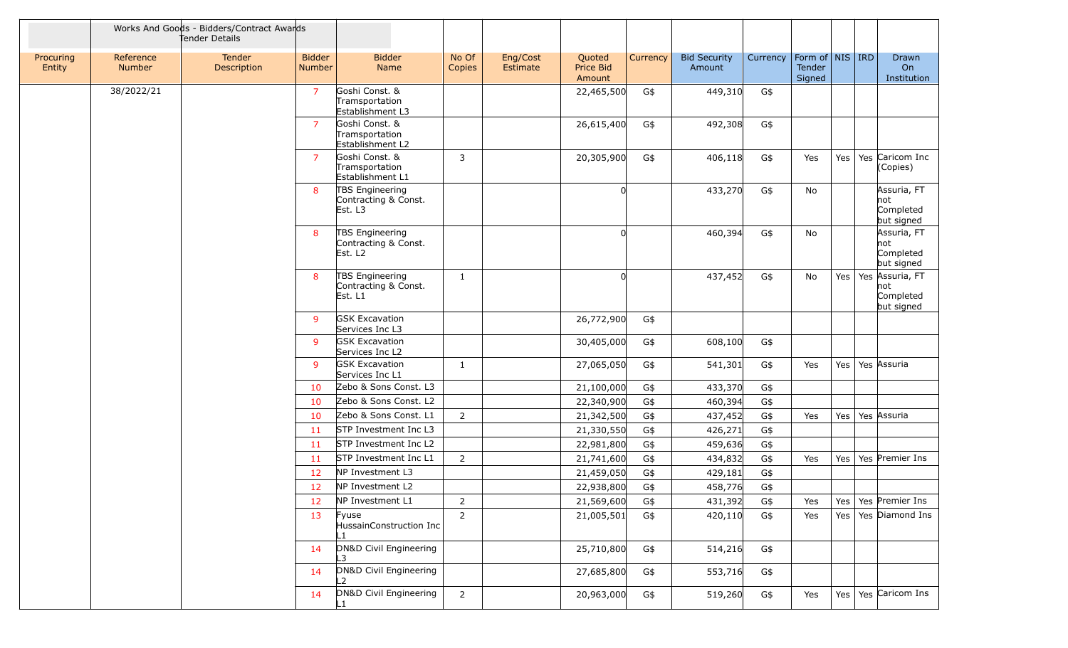| | Works And Goods - Bidders/Contract Awards Tender Details | | | | | | | | | | | | | |
|---|---|---|---|---|---|---|---|---|---|---|---|---|---|---|
| Procuring Entity | Reference Number | Tender Description | Bidder Number | Bidder Name | No Of Copies | Eng/Cost Estimate | Quoted Price Bid Amount | Currency | Bid Security Amount | Currency | Form of Tender Signed | NIS | IRD | Drawn On Institution |
| | 38/2022/21 | | 7 | Goshi Const. & Tramsportation Establishment L3 | | | 22,465,500 | G$ | 449,310 | G$ | | | | |
| | | | 7 | Goshi Const. & Tramsportation Establishment L2 | | | 26,615,400 | G$ | 492,308 | G$ | | | | |
| | | | 7 | Goshi Const. & Tramsportation Establishment L1 | 3 | | 20,305,900 | G$ | 406,118 | G$ | Yes | Yes | Yes | Caricom Inc (Copies) |
| | | | 8 | TBS Engineering Contracting & Const. Est. L3 | | | 0 | | 433,270 | G$ | No | | | Assuria, FT not Completed but signed |
| | | | 8 | TBS Engineering Contracting & Const. Est. L2 | | | 0 | | 460,394 | G$ | No | | | Assuria, FT not Completed but signed |
| | | | 8 | TBS Engineering Contracting & Const. Est. L1 | 1 | | 0 | | 437,452 | G$ | No | Yes | Yes | Assuria, FT not Completed but signed |
| | | | 9 | GSK Excavation Services Inc L3 | | | 26,772,900 | G$ | | | | | | |
| | | | 9 | GSK Excavation Services Inc L2 | | | 30,405,000 | G$ | 608,100 | G$ | | | | |
| | | | 9 | GSK Excavation Services Inc L1 | 1 | | 27,065,050 | G$ | 541,301 | G$ | Yes | Yes | Yes | Assuria |
| | | | 10 | Zebo & Sons Const. L3 | | | 21,100,000 | G$ | 433,370 | G$ | | | | |
| | | | 10 | Zebo & Sons Const. L2 | | | 22,340,900 | G$ | 460,394 | G$ | | | | |
| | | | 10 | Zebo & Sons Const. L1 | 2 | | 21,342,500 | G$ | 437,452 | G$ | Yes | Yes | Yes | Assuria |
| | | | 11 | STP Investment Inc L3 | | | 21,330,550 | G$ | 426,271 | G$ | | | | |
| | | | 11 | STP Investment Inc L2 | | | 22,981,800 | G$ | 459,636 | G$ | | | | |
| | | | 11 | STP Investment Inc L1 | 2 | | 21,741,600 | G$ | 434,832 | G$ | Yes | Yes | Yes | Premier Ins |
| | | | 12 | NP Investment L3 | | | 21,459,050 | G$ | 429,181 | G$ | | | | |
| | | | 12 | NP Investment L2 | | | 22,938,800 | G$ | 458,776 | G$ | | | | |
| | | | 12 | NP Investment L1 | 2 | | 21,569,600 | G$ | 431,392 | G$ | Yes | Yes | Yes | Premier Ins |
| | | | 13 | Fyuse HussainConstruction Inc L1 | 2 | | 21,005,501 | G$ | 420,110 | G$ | Yes | Yes | Yes | Diamond Ins |
| | | | 14 | DN&D Civil Engineering L3 | | | 25,710,800 | G$ | 514,216 | G$ | | | | |
| | | | 14 | DN&D Civil Engineering L2 | | | 27,685,800 | G$ | 553,716 | G$ | | | | |
| | | | 14 | DN&D Civil Engineering L1 | 2 | | 20,963,000 | G$ | 519,260 | G$ | Yes | Yes | Yes | Caricom Ins |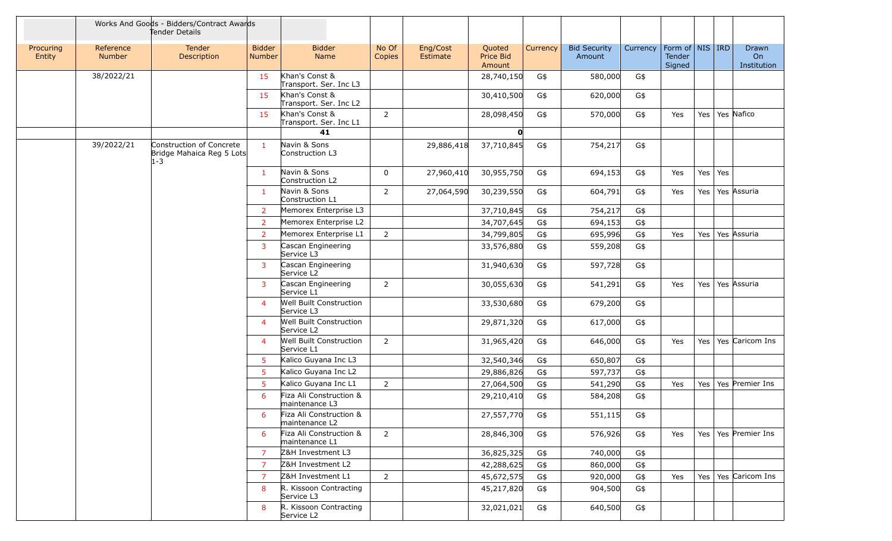| | Works And Goods - Bidders/Contract Awards Tender Details | | | | | | | | | | | | | |
|---|---|---|---|---|---|---|---|---|---|---|---|---|---|---|
| Procuring Entity | Reference Number | Tender Description | Bidder Number | Bidder Name | No Of Copies | Eng/Cost Estimate | Quoted Price Bid Amount | Currency | Bid Security Amount | Currency | Form of Tender Signed | NIS | IRD | Drawn On Institution |
| | 38/2022/21 | | 15 | Khan's Const & Transport. Ser. Inc L3 | | | 28,740,150 | G$ | 580,000 | G$ | | | | |
| | | | 15 | Khan's Const & Transport. Ser. Inc L2 | | | 30,410,500 | G$ | 620,000 | G$ | | | | |
| | | | 15 | Khan's Const & Transport. Ser. Inc L1 | 2 | | 28,098,450 | G$ | 570,000 | G$ | Yes | Yes | Yes | Nafico |
| | | | | 41 | | | 0 | | | | | | | |
| | 39/2022/21 | Construction of Concrete Bridge Mahaica Reg 5 Lots 1-3 | 1 | Navin & Sons Construction L3 | | 29,886,418 | 37,710,845 | G$ | 754,217 | G$ | | | | |
| | | | 1 | Navin & Sons Construction L2 | 0 | 27,960,410 | 30,955,750 | G$ | 694,153 | G$ | Yes | Yes | Yes | |
| | | | 1 | Navin & Sons Construction L1 | 2 | 27,064,590 | 30,239,550 | G$ | 604,791 | G$ | Yes | Yes | Yes | Assuria |
| | | | 2 | Memorex Enterprise L3 | | | 37,710,845 | G$ | 754,217 | G$ | | | | |
| | | | 2 | Memorex Enterprise L2 | | | 34,707,645 | G$ | 694,153 | G$ | | | | |
| | | | 2 | Memorex Enterprise L1 | 2 | | 34,799,805 | G$ | 695,996 | G$ | Yes | Yes | Yes | Assuria |
| | | | 3 | Cascan Engineering Service L3 | | | 33,576,880 | G$ | 559,208 | G$ | | | | |
| | | | 3 | Cascan Engineering Service L2 | | | 31,940,630 | G$ | 597,728 | G$ | | | | |
| | | | 3 | Cascan Engineering Service L1 | 2 | | 30,055,630 | G$ | 541,291 | G$ | Yes | Yes | Yes | Assuria |
| | | | 4 | Well Built Construction Service L3 | | | 33,530,680 | G$ | 679,200 | G$ | | | | |
| | | | 4 | Well Built Construction Service L2 | | | 29,871,320 | G$ | 617,000 | G$ | | | | |
| | | | 4 | Well Built Construction Service L1 | 2 | | 31,965,420 | G$ | 646,000 | G$ | Yes | Yes | Yes | Caricom Ins |
| | | | 5 | Kalico Guyana Inc L3 | | | 32,540,346 | G$ | 650,807 | G$ | | | | |
| | | | 5 | Kalico Guyana Inc L2 | | | 29,886,826 | G$ | 597,737 | G$ | | | | |
| | | | 5 | Kalico Guyana Inc L1 | 2 | | 27,064,500 | G$ | 541,290 | G$ | Yes | Yes | Yes | Premier Ins |
| | | | 6 | Fiza Ali Construction & maintenance L3 | | | 29,210,410 | G$ | 584,208 | G$ | | | | |
| | | | 6 | Fiza Ali Construction & maintenance L2 | | | 27,557,770 | G$ | 551,115 | G$ | | | | |
| | | | 6 | Fiza Ali Construction & maintenance L1 | 2 | | 28,846,300 | G$ | 576,926 | G$ | Yes | Yes | Yes | Premier Ins |
| | | | 7 | Z&H Investment L3 | | | 36,825,325 | G$ | 740,000 | G$ | | | | |
| | | | 7 | Z&H Investment L2 | | | 42,288,625 | G$ | 860,000 | G$ | | | | |
| | | | 7 | Z&H Investment L1 | 2 | | 45,672,575 | G$ | 920,000 | G$ | Yes | Yes | Yes | Caricom Ins |
| | | | 8 | R. Kissoon Contracting Service L3 | | | 45,217,820 | G$ | 904,500 | G$ | | | | |
| | | | 8 | R. Kissoon Contracting Service L2 | | | 32,021,021 | G$ | 640,500 | G$ | | | | |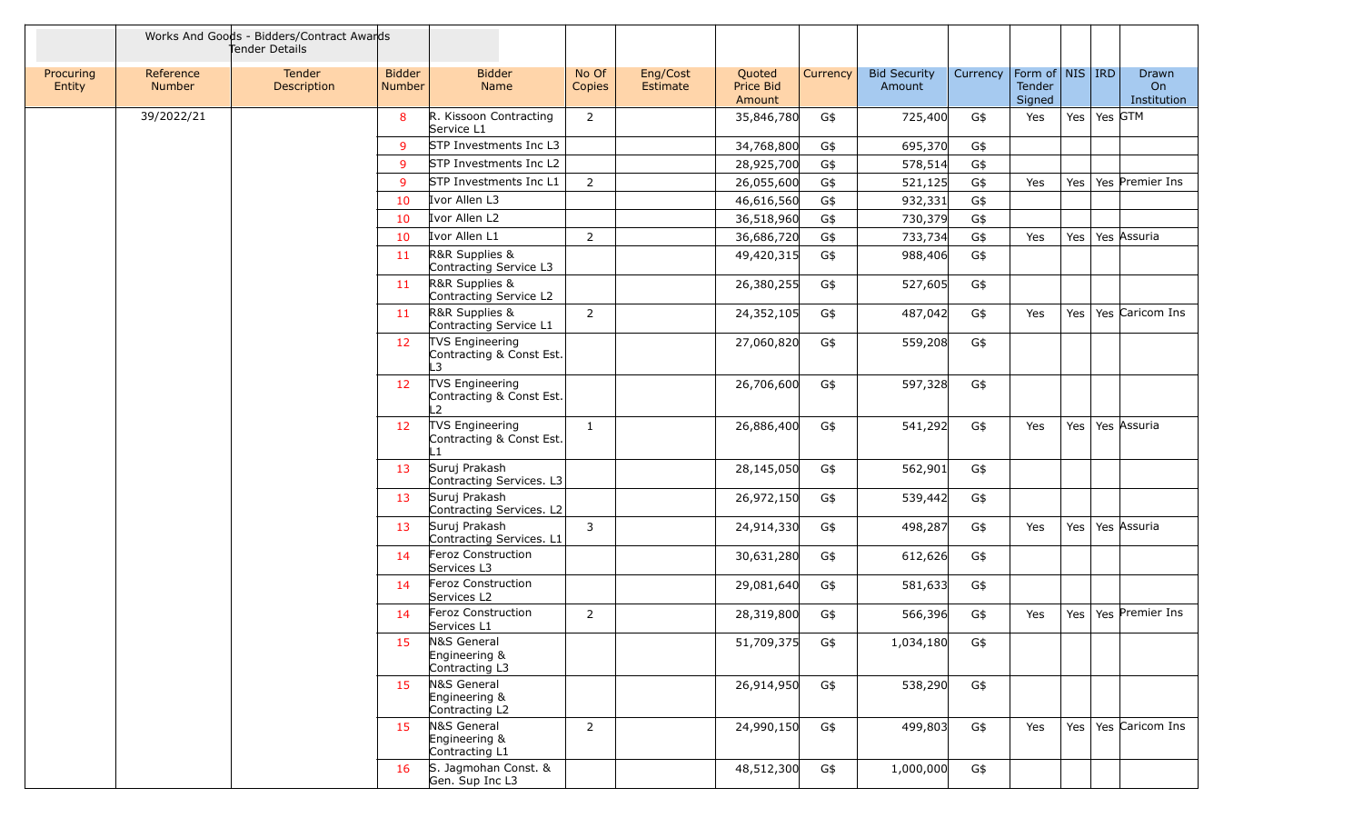| Procuring Entity | Reference Number | Works And Goods - Bidders/Contract Awards Tender Details<br>Tender Description | Bidder Number | Bidder Name | No Of Copies | Eng/Cost Estimate | Quoted Price Bid Amount | Currency | Bid Security Amount | Currency | Form of Tender Signed | NIS | IRD | Drawn On Institution |
|---|---|---|---|---|---|---|---|---|---|---|---|---|---|---|
| | 39/2022/21 | | 8 | R. Kissoon Contracting Service L1 | 2 | | 35,846,780 | G$ | 725,400 | G$ | Yes | Yes | Yes | GTM |
| | | | 9 | STP Investments Inc L3 | | | 34,768,800 | G$ | 695,370 | G$ | | | | |
| | | | 9 | STP Investments Inc L2 | | | 28,925,700 | G$ | 578,514 | G$ | | | | |
| | | | 9 | STP Investments Inc L1 | 2 | | 26,055,600 | G$ | 521,125 | G$ | Yes | Yes | Yes | Premier Ins |
| | | | 10 | Ivor Allen L3 | | | 46,616,560 | G$ | 932,331 | G$ | | | | |
| | | | 10 | Ivor Allen L2 | | | 36,518,960 | G$ | 730,379 | G$ | | | | |
| | | | 10 | Ivor Allen L1 | 2 | | 36,686,720 | G$ | 733,734 | G$ | Yes | Yes | Yes | Assuria |
| | | | 11 | R&R Supplies & Contracting Service L3 | | | 49,420,315 | G$ | 988,406 | G$ | | | | |
| | | | 11 | R&R Supplies & Contracting Service L2 | | | 26,380,255 | G$ | 527,605 | G$ | | | | |
| | | | 11 | R&R Supplies & Contracting Service L1 | 2 | | 24,352,105 | G$ | 487,042 | G$ | Yes | Yes | Yes | Caricom Ins |
| | | | 12 | TVS Engineering Contracting & Const Est. L3 | | | 27,060,820 | G$ | 559,208 | G$ | | | | |
| | | | 12 | TVS Engineering Contracting & Const Est. L2 | | | 26,706,600 | G$ | 597,328 | G$ | | | | |
| | | | 12 | TVS Engineering Contracting & Const Est. L1 | 1 | | 26,886,400 | G$ | 541,292 | G$ | Yes | Yes | Yes | Assuria |
| | | | 13 | Suruj Prakash Contracting Services. L3 | | | 28,145,050 | G$ | 562,901 | G$ | | | | |
| | | | 13 | Suruj Prakash Contracting Services. L2 | | | 26,972,150 | G$ | 539,442 | G$ | | | | |
| | | | 13 | Suruj Prakash Contracting Services. L1 | 3 | | 24,914,330 | G$ | 498,287 | G$ | Yes | Yes | Yes | Assuria |
| | | | 14 | Feroz Construction Services L3 | | | 30,631,280 | G$ | 612,626 | G$ | | | | |
| | | | 14 | Feroz Construction Services L2 | | | 29,081,640 | G$ | 581,633 | G$ | | | | |
| | | | 14 | Feroz Construction Services L1 | 2 | | 28,319,800 | G$ | 566,396 | G$ | Yes | Yes | Yes | Premier Ins |
| | | | 15 | N&S General Engineering & Contracting L3 | | | 51,709,375 | G$ | 1,034,180 | G$ | | | | |
| | | | 15 | N&S General Engineering & Contracting L2 | | | 26,914,950 | G$ | 538,290 | G$ | | | | |
| | | | 15 | N&S General Engineering & Contracting L1 | 2 | | 24,990,150 | G$ | 499,803 | G$ | Yes | Yes | Yes | Caricom Ins |
| | | | 16 | S. Jagmohan Const. & Gen. Sup Inc L3 | | | 48,512,300 | G$ | 1,000,000 | G$ | | | | |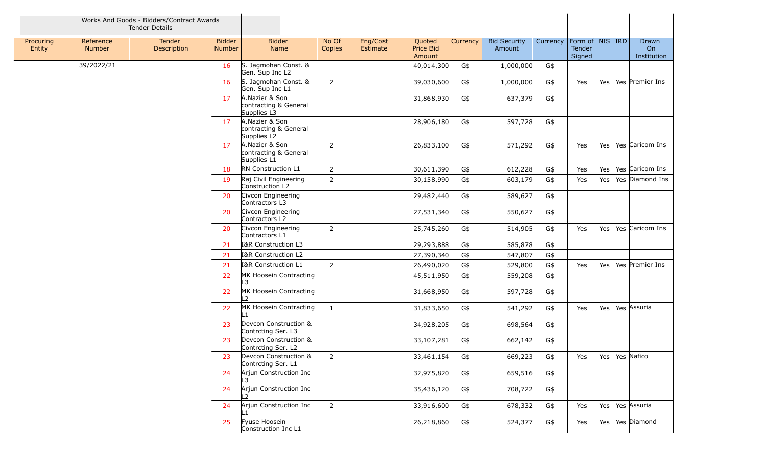| | Works And Goods - Bidders/Contract Awards Tender Details | | | | | | | | | | | | | |
|---|---|---|---|---|---|---|---|---|---|---|---|---|---|---|
| Procuring Entity | Reference Number | Tender Description | Bidder Number | Bidder Name | No Of Copies | Eng/Cost Estimate | Quoted Price Bid Amount | Currency | Bid Security Amount | Currency | Form of Tender Signed | NIS | IRD | Drawn On Institution |
| | 39/2022/21 | | 16 | S. Jagmohan Const. & Gen. Sup Inc L2 | | | 40,014,300 | G$ | 1,000,000 | G$ | | | | |
| | | | 16 | S. Jagmohan Const. & Gen. Sup Inc L1 | 2 | | 39,030,600 | G$ | 1,000,000 | G$ | Yes | Yes | Yes | Premier Ins |
| | | | 17 | A.Nazier & Son contracting & General Supplies L3 | | | 31,868,930 | G$ | 637,379 | G$ | | | | |
| | | | 17 | A.Nazier & Son contracting & General Supplies L2 | | | 28,906,180 | G$ | 597,728 | G$ | | | | |
| | | | 17 | A.Nazier & Son contracting & General Supplies L1 | 2 | | 26,833,100 | G$ | 571,292 | G$ | Yes | Yes | Yes | Caricom Ins |
| | | | 18 | RN Construction L1 | 2 | | 30,611,390 | G$ | 612,228 | G$ | Yes | Yes | Yes | Caricom Ins |
| | | | 19 | Raj Civil Engineering Construction L2 | 2 | | 30,158,990 | G$ | 603,179 | G$ | Yes | Yes | Yes | Diamond Ins |
| | | | 20 | Civcon Engineering Contractors L3 | | | 29,482,440 | G$ | 589,627 | G$ | | | | |
| | | | 20 | Civcon Engineering Contractors L2 | | | 27,531,340 | G$ | 550,627 | G$ | | | | |
| | | | 20 | Civcon Engineering Contractors L1 | 2 | | 25,745,260 | G$ | 514,905 | G$ | Yes | Yes | Yes | Caricom Ins |
| | | | 21 | I&R Construction L3 | | | 29,293,888 | G$ | 585,878 | G$ | | | | |
| | | | 21 | I&R Construction L2 | | | 27,390,340 | G$ | 547,807 | G$ | | | | |
| | | | 21 | I&R Construction L1 | 2 | | 26,490,020 | G$ | 529,800 | G$ | Yes | Yes | Yes | Premier Ins |
| | | | 22 | MK Hoosein Contracting L3 | | | 45,511,950 | G$ | 559,208 | G$ | | | | |
| | | | 22 | MK Hoosein Contracting L2 | | | 31,668,950 | G$ | 597,728 | G$ | | | | |
| | | | 22 | MK Hoosein Contracting L1 | 1 | | 31,833,650 | G$ | 541,292 | G$ | Yes | Yes | Yes | Assuria |
| | | | 23 | Devcon Construction & Contrcting Ser. L3 | | | 34,928,205 | G$ | 698,564 | G$ | | | | |
| | | | 23 | Devcon Construction & Contrcting Ser. L2 | | | 33,107,281 | G$ | 662,142 | G$ | | | | |
| | | | 23 | Devcon Construction & Contrcting Ser. L1 | 2 | | 33,461,154 | G$ | 669,223 | G$ | Yes | Yes | Yes | Nafico |
| | | | 24 | Arjun Construction Inc L3 | | | 32,975,820 | G$ | 659,516 | G$ | | | | |
| | | | 24 | Arjun Construction Inc L2 | | | 35,436,120 | G$ | 708,722 | G$ | | | | |
| | | | 24 | Arjun Construction Inc L1 | 2 | | 33,916,600 | G$ | 678,332 | G$ | Yes | Yes | Yes | Assuria |
| | | | 25 | Fyuse Hoosein Construction Inc L1 | | | 26,218,860 | G$ | 524,377 | G$ | Yes | Yes | Yes | Diamond |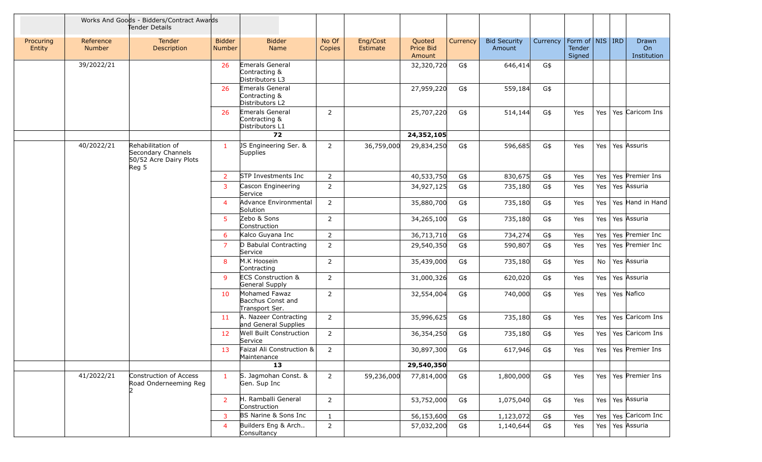| | | Works And Goods - Bidders/Contract Awards Tender Details | | | | | | | | | | | | |
|---|---|---|---|---|---|---|---|---|---|---|---|---|---|---|
| Procuring Entity | Reference Number | Tender Description | Bidder Number | Bidder Name | No Of Copies | Eng/Cost Estimate | Quoted Price Bid Amount | Currency | Bid Security Amount | Currency | Form of Tender Signed | NIS | IRD | Drawn On Institution |
| | 39/2022/21 | | 26 | Emerals General Contracting & Distributors L3 | | | 32,320,720 | G$ | 646,414 | G$ | | | | |
| | | | 26 | Emerals General Contracting & Distributors L2 | | | 27,959,220 | G$ | 559,184 | G$ | | | | |
| | | | 26 | Emerals General Contracting & Distributors L1 | 2 | | 25,707,220 | G$ | 514,144 | G$ | Yes | Yes | Yes | Caricom Ins |
| | | | | **72** | | | **24,352,105** | | | | | | | |
| | 40/2022/21 | Rehabilitation of Secondary Channels 50/52 Acre Dairy Plots Reg 5 | 1 | JS Engineering Ser. & Supplies | 2 | 36,759,000 | 29,834,250 | G$ | 596,685 | G$ | Yes | Yes | Yes | Assuris |
| | | | 2 | STP Investments Inc | 2 | | 40,533,750 | G$ | 830,675 | G$ | Yes | Yes | Yes | Premier Ins |
| | | | 3 | Cascon Engineering Service | 2 | | 34,927,125 | G$ | 735,180 | G$ | Yes | Yes | Yes | Assuria |
| | | | 4 | Advance Environmental Solution | 2 | | 35,880,700 | G$ | 735,180 | G$ | Yes | Yes | Yes | Hand in Hand |
| | | | 5 | Zebo & Sons Construction | 2 | | 34,265,100 | G$ | 735,180 | G$ | Yes | Yes | Yes | Assuria |
| | | | 6 | Kalco Guyana Inc | 2 | | 36,713,710 | G$ | 734,274 | G$ | Yes | Yes | Yes | Premier Inc |
| | | | 7 | D Babulal Contracting Service | 2 | | 29,540,350 | G$ | 590,807 | G$ | Yes | Yes | Yes | Premier Inc |
| | | | 8 | M.K Hoosein Contracting | 2 | | 35,439,000 | G$ | 735,180 | G$ | Yes | No | Yes | Assuria |
| | | | 9 | ECS Construction & General Supply | 2 | | 31,000,326 | G$ | 620,020 | G$ | Yes | Yes | Yes | Assuria |
| | | | 10 | Mohamed Fawaz Bacchus Const and Transport Ser. | 2 | | 32,554,004 | G$ | 740,000 | G$ | Yes | Yes | Yes | Nafico |
| | | | 11 | A. Nazeer Contracting and General Supplies | 2 | | 35,996,625 | G$ | 735,180 | G$ | Yes | Yes | Yes | Caricom Ins |
| | | | 12 | Well Built Construction Service | 2 | | 36,354,250 | G$ | 735,180 | G$ | Yes | Yes | Yes | Caricom Ins |
| | | | 13 | Faizal Ali Construction & Maintenance | 2 | | 30,897,300 | G$ | 617,946 | G$ | Yes | Yes | Yes | Premier Ins |
| | | | | **13** | | | **29,540,350** | | | | | | | |
| | 41/2022/21 | Construction of Access Road Onderneeming Reg 2 | 1 | S. Jagmohan Const. & Gen. Sup Inc | 2 | 59,236,000 | 77,814,000 | G$ | 1,800,000 | G$ | Yes | Yes | Yes | Premier Ins |
| | | | 2 | H. Ramballi General Construction | 2 | | 53,752,000 | G$ | 1,075,040 | G$ | Yes | Yes | Yes | Assuria |
| | | | 3 | BS Narine & Sons Inc | 1 | | 56,153,600 | G$ | 1,123,072 | G$ | Yes | Yes | Yes | Caricom Inc |
| | | | 4 | Builders Eng & Arch.. Consultancy | 2 | | 57,032,200 | G$ | 1,140,644 | G$ | Yes | Yes | Yes | Assuria |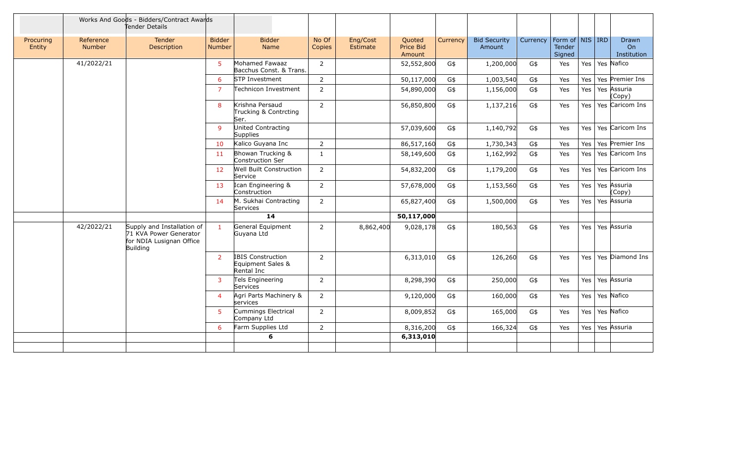| | | Works And Goods - Bidders/Contract Awards Tender Details | | | | | | | | | | | | |
|---|---|---|---|---|---|---|---|---|---|---|---|---|---|---|
| Procuring Entity | Reference Number | Tender Description | Bidder Number | Bidder Name | No Of Copies | Eng/Cost Estimate | Quoted Price Bid Amount | Currency | Bid Security Amount | Currency | Form of Tender Signed | NIS | IRD | Drawn On Institution |
| | 41/2022/21 | | 5 | Mohamed Fawaaz Bacchus Const. & Trans. | 2 | | 52,552,800 | G$ | 1,200,000 | G$ | Yes | Yes | Yes | Nafico |
| | | | 6 | STP Investment | 2 | | 50,117,000 | G$ | 1,003,540 | G$ | Yes | Yes | Yes | Premier Ins |
| | | | 7 | Technicon Investment | 2 | | 54,890,000 | G$ | 1,156,000 | G$ | Yes | Yes | Yes | Assuria (Copy) |
| | | | 8 | Krishna Persaud Trucking & Contrcting Ser. | 2 | | 56,850,800 | G$ | 1,137,216 | G$ | Yes | Yes | Yes | Caricom Ins |
| | | | 9 | United Contracting Supplies | | | 57,039,600 | G$ | 1,140,792 | G$ | Yes | Yes | Yes | Caricom Ins |
| | | | 10 | Kalico Guyana Inc | 2 | | 86,517,160 | G$ | 1,730,343 | G$ | Yes | Yes | Yes | Premier Ins |
| | | | 11 | Bhowan Trucking & Construction Ser | 1 | | 58,149,600 | G$ | 1,162,992 | G$ | Yes | Yes | Yes | Caricom Ins |
| | | | 12 | Well Built Construction Service | 2 | | 54,832,200 | G$ | 1,179,200 | G$ | Yes | Yes | Yes | Caricom Ins |
| | | | 13 | Ican Engineering & Construction | 2 | | 57,678,000 | G$ | 1,153,560 | G$ | Yes | Yes | Yes | Assuria (Copy) |
| | | | 14 | M. Sukhai Contracting Services | 2 | | 65,827,400 | G$ | 1,500,000 | G$ | Yes | Yes | Yes | Assuria |
| | | | | **14** | | | **50,117,000** | | | | | | | |
| | 42/2022/21 | Supply and Installation of 71 KVA Power Generator for NDIA Lusignan Office Building | 1 | General Equipment Guyana Ltd | 2 | 8,862,400 | 9,028,178 | G$ | 180,563 | G$ | Yes | Yes | Yes | Assuria |
| | | | 2 | IBIS Construction Equipment Sales & Rental Inc | 2 | | 6,313,010 | G$ | 126,260 | G$ | Yes | Yes | Yes | Diamond Ins |
| | | | 3 | Tels Engineering Services | 2 | | 8,298,390 | G$ | 250,000 | G$ | Yes | Yes | Yes | Assuria |
| | | | 4 | Agri Parts Machinery & services | 2 | | 9,120,000 | G$ | 160,000 | G$ | Yes | Yes | Yes | Nafico |
| | | | 5 | Cummings Electrical Company Ltd | 2 | | 8,009,852 | G$ | 165,000 | G$ | Yes | Yes | Yes | Nafico |
| | | | 6 | Farm Supplies Ltd | 2 | | 8,316,200 | G$ | 166,324 | G$ | Yes | Yes | Yes | Assuria |
| | | | | **6** | | | **6,313,010** | | | | | | | |